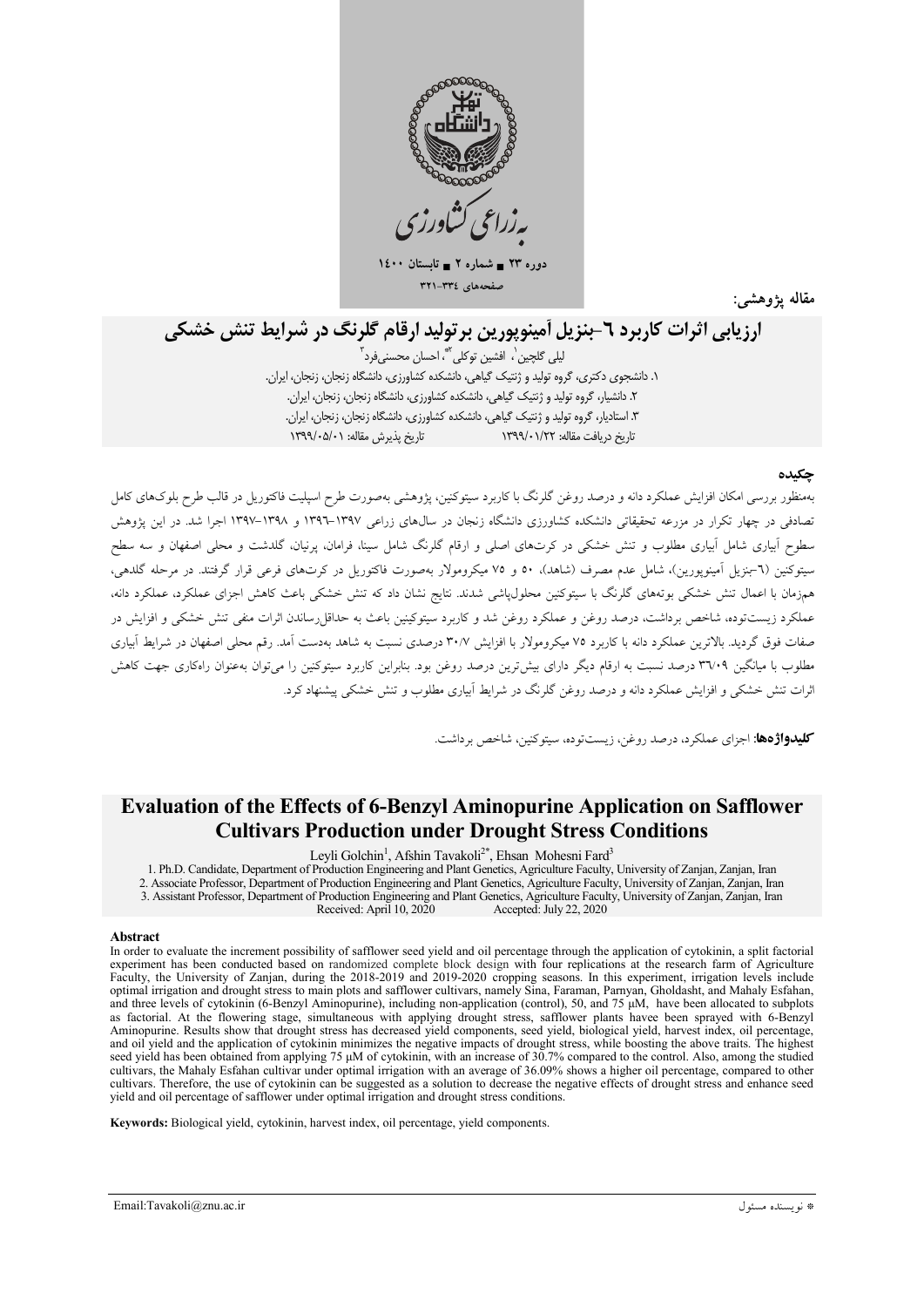مقاله پژوهشی:

# ارزیابی اثرات کاربرد ٦-بنزیل آمینوپورین بر تولید ارقام گلرنگ در شرایط تنش خشکی

لیلی گلچین[1]، افشین توکلی[2*]، احسان محسنی‌فرد[3]

۱. دانشجوی دکتری، گروه تولید و ژنتیک گیاهی، دانشکده کشاورزی، دانشگاه زنجان، زنجان، ایران.
۲. دانشیار، گروه تولید و ژنتیک گیاهی، دانشکده کشاورزی، دانشگاه زنجان، زنجان، ایران.
۳. استادیار، گروه تولید و ژنتیک گیاهی، دانشکده کشاورزی، دانشگاه زنجان، زنجان، ایران.

تاریخ دریافت مقاله: ۱۳۹۹/۰۱/۲۲ تاریخ پذیرش مقاله: ۱۳۹۹/۰۵/۰۱

## چکیده

به‌منظور بررسی امکان افزایش عملکرد دانه و درصد روغن گلرنگ با کاربرد سیتوکنین، پژوهشی به‌صورت طرح اسپلیت فاکتوریل در قالب طرح بلوک‌های کامل تصادفی در چهار تکرار در مزرعه تحقیقاتی دانشکده کشاورزی دانشگاه زنجان در سال‌های زراعی ۱۳۹۷-۱۳۹۶ و ۱۳۹۸-۱۳۹۷ اجرا شد. در این پژوهش سطوح آبیاری شامل آبیاری مطلوب و تنش خشکی در کرت‌های اصلی و ارقام گلرنگ شامل سینا، فرامان، پرنیان، گلدشت و محلی اصفهان و سه سطح سیتوکنین (٦-بنزیل آمینوپورین)، شامل عدم مصرف (شاهد)، ۵۰ و ۷۵ میکرومولار به‌صورت فاکتوریل در کرت‌های فرعی قرار گرفتند. در مرحله گلدهی، هم‌زمان با اعمال تنش خشکی بوته‌های گلرنگ با سیتوکنین محلول‌پاشی شدند. نتایج نشان داد که تنش خشکی باعث کاهش اجزای عملکرد، عملکرد دانه، عملکرد زیست‌توده، شاخص برداشت، درصد روغن و عملکرد روغن شد و کاربرد سیتوکنین باعث به حداقل‌رساندن اثرات منفی تنش خشکی و افزایش در صفات فوق گردید. بالاترین عملکرد دانه با کاربرد ۷۵ میکرومولار با افزایش ۳۰/۷ درصدی نسبت به شاهد به‌دست آمد. رقم محلی اصفهان در شرایط آبیاری مطلوب با میانگین ۳٦/۰۹ درصد نسبت به ارقام دیگر دارای بیش‌ترین درصد روغن بود. بنابراین کاربرد سیتوکنین را می‌توان به‌عنوان راه‌کاری جهت کاهش اثرات تنش خشکی و افزایش عملکرد دانه و درصد روغن گلرنگ در شرایط آبیاری مطلوب و تنش خشکی پیشنهاد کرد.

**کلیدواژه‌ها:** اجزای عملکرد، درصد روغن، زیست‌توده، سیتوکنین، شاخص برداشت.

# Evaluation of the Effects of 6-Benzyl Aminopurine Application on Safflower Cultivars Production under Drought Stress Conditions

Leyli Golchin[1], Afshin Tavakoli[2*], Ehsan Mohesni Fard[3]

1. Ph.D. Candidate, Department of Production Engineering and Plant Genetics, Agriculture Faculty, University of Zanjan, Zanjan, Iran
2. Associate Professor, Department of Production Engineering and Plant Genetics, Agriculture Faculty, University of Zanjan, Zanjan, Iran
3. Assistant Professor, Department of Production Engineering and Plant Genetics, Agriculture Faculty, University of Zanjan, Zanjan, Iran

Received: April 10, 2020 Accepted: July 22, 2020

## Abstract

In order to evaluate the increment possibility of safflower seed yield and oil percentage through the application of cytokinin, a split factorial experiment has been conducted based on randomized complete block design with four replications at the research farm of Agriculture Faculty, the University of Zanjan, during the 2018-2019 and 2019-2020 cropping seasons. In this experiment, irrigation levels include optimal irrigation and drought stress to main plots and safflower cultivars, namely Sina, Faraman, Parnyan, Gholdasht, and Mahaly Esfahan, and three levels of cytokinin (6-Benzyl Aminopurine), including non-application (control), 50, and 75 µM, have been allocated to subplots as factorial. At the flowering stage, simultaneous with applying drought stress, safflower plants havee been sprayed with 6-Benzyl Aminopurine. Results show that drought stress has decreased yield components, seed yield, biological yield, harvest index, oil percentage, and oil yield and the application of cytokinin minimizes the negative impacts of drought stress, while boosting the above traits. The highest seed yield has been obtained from applying 75 µM of cytokinin, with an increase of 30.7% compared to the control. Also, among the studied cultivars, the Mahaly Esfahan cultivar under optimal irrigation with an average of 36.09% shows a higher oil percentage, compared to other cultivars. Therefore, the use of cytokinin can be suggested as a solution to decrease the negative effects of drought stress and enhance seed yield and oil percentage of safflower under optimal irrigation and drought stress conditions.

**Keywords:** Biological yield, cytokinin, harvest index, oil percentage, yield components.

Email:Tavakoli@znu.ac.ir

\* نویسنده مسئول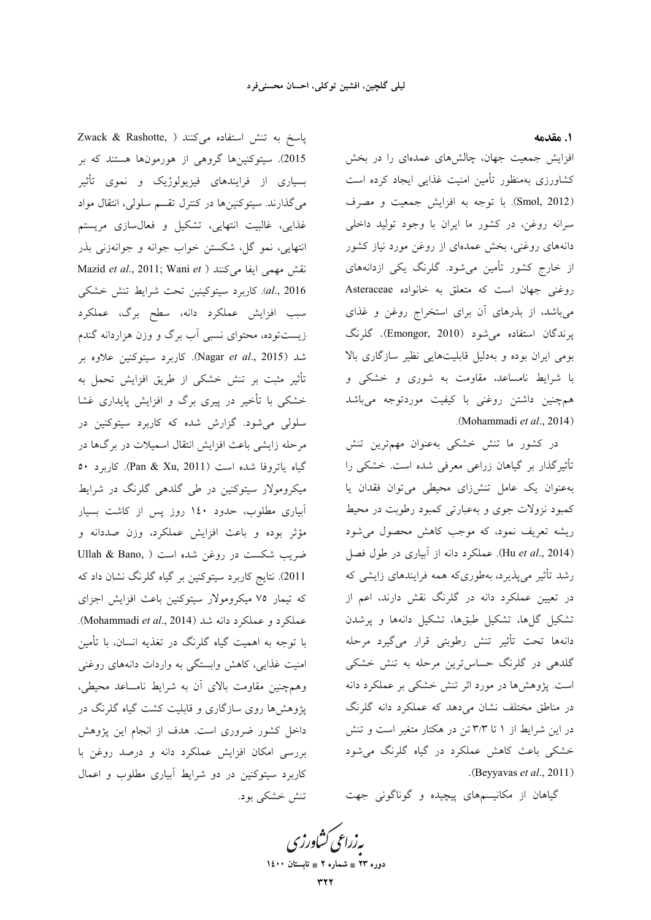## ۱. مقدمه

افزایش جمعیت جهان، چالش‌های عمده‌ای را در بخش کشاورزی به‌منظور تأمین امنیت غذایی ایجاد کرده است (Smol, 2012). با توجه به افزایش جمعیت و مصرف سرانه روغن، در کشور ما ایران با وجود تولید داخلی دانه‌های روغنی، بخش عمده‌ای از روغن مورد نیاز کشور از خارج کشور تأمین می‌شود. گلرنگ یکی ازدانه‌های روغنی جهان است که متعلق به خانواده Asteraceae می‌باشد، از بذرهای آن برای استخراج روغن و غذای پرندگان استفاده می‌شود (Emongor, 2010). گلرنگ بومی ایران بوده و به‌دلیل قابلیت‌هایی نظیر سازگاری بالا با شرایط نامساعد، مقاومت به شوری و خشکی و هم‌چنین داشتن روغنی با کیفیت موردتوجه می‌باشد (Mohammadi *et al*., 2014).

در کشور ما تنش خشکی به‌عنوان مهم‌ترین تنش تأثیرگذار بر گیاهان زراعی معرفی شده است. خشکی را به‌عنوان یک عامل تنش‌زای محیطی می‌توان فقدان یا کمبود نزولات جوی و به‌عبارتی کمبود رطوبت در محیط ریشه تعریف نمود، که موجب کاهش محصول می‌شود (Hu *et al*., 2014). عملکرد دانه از آبیاری در طول فصل رشد تأثیر می‌پذیرد، به‌طوری‌که همه فرایندهای زایشی که در تعیین عملکرد دانه در گلرنگ نقش دارند، اعم از تشکیل گل‌ها، تشکیل طبق‌ها، تشکیل دانه‌ها و پرشدن دانه‌ها تحت تأثیر تنش رطوبتی قرار می‌گیرد مرحله گلدهی در گلرنگ حساس‌ترین مرحله به تنش خشکی است. پژوهش‌ها در مورد اثر تنش خشکی بر عملکرد دانه در مناطق مختلف نشان می‌دهد که عملکرد دانه گلرنگ در این شرایط از ۱ تا ۳/۳ تن در هکتار متغیر است و تنش خشکی باعث کاهش عملکرد در گیاه گلرنگ می‌شود (Beyyavas *et al*., 2011).

گیاهان از مکانیسم‌های پیچیده و گوناگونی جهت پاسخ به تنش استفاده می‌کنند (Zwack & Rashotte, 2015). سیتوکنین‌ها گروهی از هورمون‌ها هستند که بر بسیاری از فرایندهای فیزیولوژیک و نموی تأثیر می‌گذارند. سیتوکنین‌ها در کنترل تقسم سلولی، انتقال مواد غذایی، غالبیت انتهایی، تشکیل و فعال‌سازی مریستم انتهایی، نمو گل، شکستن خواب جوانه و جوانه‌زنی بذر نقش مهمی ایفا می‌کنند (Mazid *et al*., 2011; Wani *et al*., 2016). کاربرد سیتوکینین تحت شرایط تنش خشکی سبب افزایش عملکرد دانه، سطح برگ، عملکرد زیست‌توده، محتوای نسبی آب برگ و وزن هزاردانه گندم شد (Nagar *et al*., 2015). کاربرد سیتوکنین علاوه بر تأثیر مثبت بر تنش خشکی از طریق افزایش تحمل به خشکی با تأخیر در پیری برگ و افزایش پایداری غشا سلولی می‌شود. گزارش شده که کاربرد سیتوکنین در مرحله زایشی باعث افزایش انتقال اسمیلات در برگ‌ها در گیاه یاتروفا شده است (Pan & Xu, 2011). کاربرد ۵۰ میکرومولار سیتوکنین در طی گلدهی گلرنگ در شرایط آبیاری مطلوب، حدود ۱۴۰ روز پس از کاشت بسیار مؤثر بوده و باعث افزایش عملکرد، وزن صددانه و ضریب شکست در روغن شده است (Ullah & Bano, 2011). نتایج کاربرد سیتوکنین بر گیاه گلرنگ نشان داد که که تیمار ۷۵ میکرومولار سیتوکنین باعث افزایش اجزای عملکرد و عملکرد دانه شد (Mohammadi *et al*., 2014). با توجه به اهمیت گیاه گلرنگ در تغذیه انسان، با تأمین امنیت غذایی، کاهش وابستگی به واردات دانه‌های روغنی وهمچنین مقاومت بالای آن به شرایط نامساعد محیطی، پژوهش‌ها روی سازگاری و قابلیت کشت گیاه گلرنگ در داخل کشور ضروری است. هدف از انجام این پژوهش بررسی امکان افزایش عملکرد دانه و درصد روغن با کاربرد سیتوکنین در دو شرایط آبیاری مطلوب و اعمال تنش خشکی بود.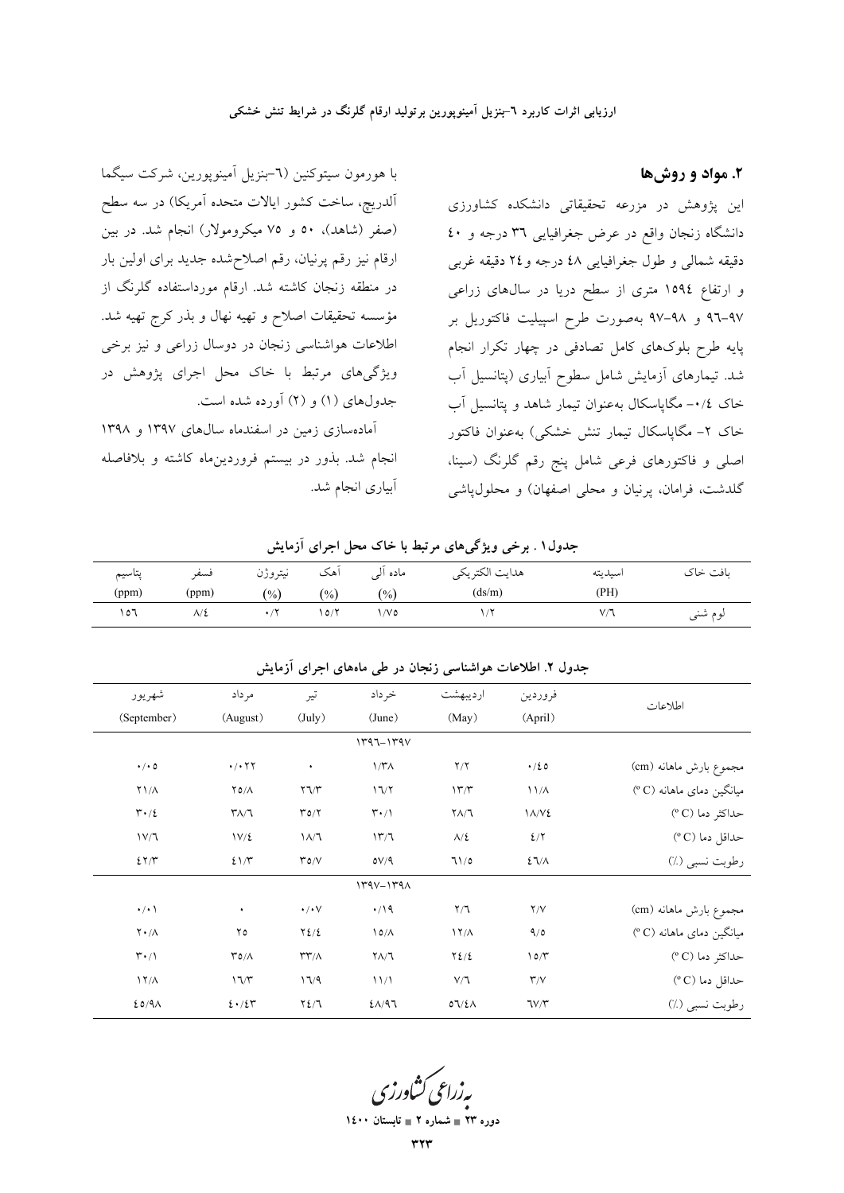## ۲. مواد و روش‌ها

این پژوهش در مزرعه تحقیقاتی دانشکده کشاورزی دانشگاه زنجان واقع در عرض جغرافیایی ۳٦ درجه و ٤۰ دقیقه شمالی و طول جغرافیایی ٤٨ درجه و٢٤ دقیقه غربی و ارتفاع ۱۵۹٤ متری از سطح دریا در سال‌های زراعی ۹۷-۹٦ و ۹۸-۹۷ به‌صورت طرح اسپلیت فاکتوریل بر پایه طرح بلوک‌های کامل تصادفی در چهار تکرار انجام شد. تیمارهای آزمایش شامل سطوح آبیاری (پتانسیل آب خاک ۰/٤- مگاپاسکال به‌عنوان تیمار شاهد و پتانسیل آب خاک ۲- مگاپاسکال تیمار تنش خشکی) به‌عنوان فاکتور اصلی و فاکتورهای فرعی شامل پنج رقم گلرنگ (سینا، گلدشت، فرامان، پرنیان و محلی اصفهان) و محلول‌پاشی با هورمون سیتوکنین (٦-بنزیل آمینوپورین، شرکت سیگما آلدریچ، ساخت کشور ایالات متحده آمریکا) در سه سطح (صفر (شاهد)، ۵۰ و ۷۵ میکرومولار) انجام شد. در بین ارقام نیز رقم پرنیان، رقم اصلاح‌شده جدید برای اولین بار در منطقه زنجان کاشته شد. ارقام مورداستفاده گلرنگ از مؤسسه تحقیقات اصلاح و تهیه نهال و بذر کرج تهیه شد. اطلاعات هواشناسی زنجان در دوسال زراعی و نیز برخی ویژگی‌های مرتبط با خاک محل اجرای پژوهش در جدول‌های (۱) و (۲) آورده شده است.

آماده‌سازی زمین در اسفندماه سال‌های ۱۳۹۷ و ۱۳۹۸ انجام شد. بذور در بیستم فروردین‌ماه کاشته و بلافاصله آبیاری انجام شد.

**جدول۱ . برخی ویژگی‌های مرتبط با خاک محل اجرای آزمایش**

| بافت خاک | اسیدیته (PH) | هدایت الکتریکی (ds/m) | ماده آلی (%) | آهک (%) | نیتروژن (%) | فسفر (ppm) | پتاسیم (ppm) |
|---|---|---|---|---|---|---|---|
| لوم شنی | ۷/٦ | ۱/۲ | ۱/۷۵ | ۱۵/۲ | ۰/۲ | ۸/٤ | ۱۵٦ |

**جدول ۲. اطلاعات هواشناسی زنجان در طی ماه‌های اجرای آزمایش**

| اطلاعات | فروردین (April) | اردیبهشت (May) | خرداد (June) | تیر (July) | مرداد (August) | شهریور (September) |
|---|---|---|---|---|---|---|
| | | | ۱۳۹٦-۱۳۹۷ | | | |
| مجموع بارش ماهانه (cm) | ۰/٤۵ | ۲/۲ | ۱/۳۸ | ۰ | ۰/۰۲۲ | ۰/۰۵ |
| میانگین دمای ماهانه (C º) | ۱۱/۸ | ۱۳/۳ | ۱٦/۲ | ۲٦/۳ | ۲۵/۸ | ۲۱/۸ |
| حداکثر دما (C º) | ۱۸/۷٤ | ۲۸/٦ | ۳۰/۱ | ۳۵/۲ | ۳۸/٦ | ۳۰/٤ |
| حداقل دما (C º) | ٤/۲ | ۸/٤ | ۱۳/٦ | ۱۸/٦ | ۱۷/٤ | ۱۷/٦ |
| رطوبت نسبی (٪) | ٤٦/۸ | ٦۱/۵ | ۵۷/۹ | ۳۵/۷ | ٤۱/۳ | ٤۲/۳ |
| | | | ۱۳۹۷-۱۳۹۸ | | | |
| مجموع بارش ماهانه (cm) | ۲/۷ | ۲/٦ | ۰/۱۹ | ۰/۰۷ | ۰ | ۰/۰۱ |
| میانگین دمای ماهانه (C º) | ۹/۵ | ۱۲/۸ | ۱۵/۸ | ۲٤/٤ | ۲۵ | ۲۰/۸ |
| حداکثر دما (C º) | ۱۵/۳ | ۲٤/٤ | ۲۸/٦ | ۳۳/۸ | ۳۵/۸ | ۳۰/۱ |
| حداقل دما (C º) | ۳/۷ | ۷/٦ | ۱۱/۱ | ۱٦/۹ | ۱٦/۳ | ۱۲/۸ |
| رطوبت نسبی (٪) | ٦۷/۳ | ۵٦/٤۸ | ٤۸/۹٦ | ۲٤/٦ | ٤۰/٤۳ | ٤۵/۹۸ |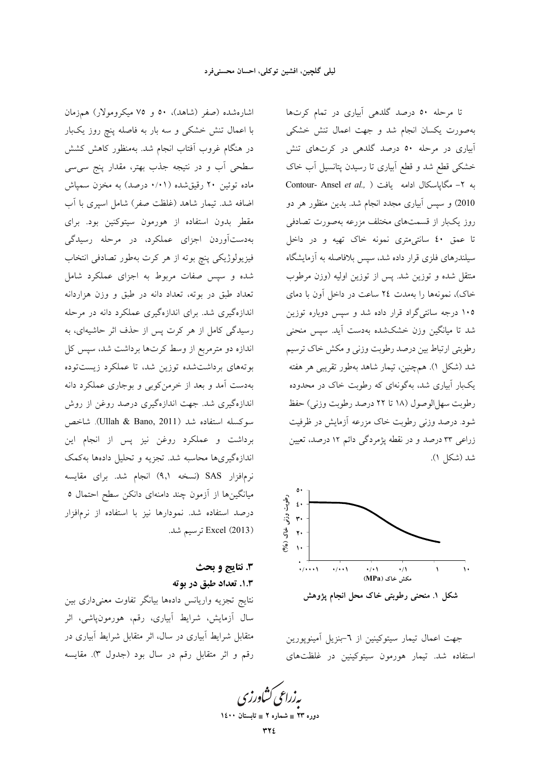تا مرحله ۵۰ درصد گلدهی آبیاری در تمام کرت‌ها به‌صورت یکسان انجام شد و جهت اعمال تنش خشکی آبیاری در مرحله ۵۰ درصد گلدهی در کرت‌های تنش خشکی قطع شد و قطع آبیاری تا رسیدن پتانسیل آب خاک به ۲- مگاپاسکال ادامه یافت (Contour- Ansel *et al.,* 2010) و سپس آبیاری مجدد انجام شد. بدین منظور هر دو روز یک‌بار از قسمت‌های مختلف مزرعه به‌صورت تصادفی تا عمق ۴۰ سانتی‌متری نمونه خاک تهیه و در داخل سیلندرهای فلزی قرار داده شد، سپس بلافاصله به آزمایشگاه منتقل شده و توزین شد. پس از توزین اولیه (وزن مرطوب خاک)، نمونه‌ها را به‌مدت ۲۴ ساعت در داخل آون با دمای ۱۰۵ درجه سانتی‌گراد قرار داده شد و سپس دوباره توزین شد تا میانگین وزن خشک‌شده به‌دست آید. سپس منحنی رطوبتی ارتباط بین درصد رطوبت وزنی و مکش خاک ترسیم شد (شکل ۱). همچنین، تیمار شاهد به‌طور تقریبی هر هفته یک‌بار آبیاری شد، به‌گونه‌ای که رطوبت خاک در محدوده رطوبت سهل‌الوصول (۱۸ تا ۲۲ درصد رطوبت وزنی) حفظ شود. درصد وزنی رطوبت خاک مزرعه آزمایش در ظرفیت زراعی ۳۳ درصد و در نقطه پژمردگی دائم ۱۲ درصد، تعیین شد (شکل ۱).

شکل ۱. منحنی رطوبتی خاک محل انجام پژوهش

جهت اعمال تیمار سیتوکینین از ۶-بنزیل آمینوپورین استفاده شد. تیمار هورمون سیتوکینین در غلظت‌های اشاره‌شده (صفر (شاهد)، ۵۰ و ۷۵ میکرومولار) هم‌زمان با اعمال تنش خشکی و سه بار به فاصله پنج روز یک‌بار در هنگام غروب آفتاب انجام شد. به‌منظور کاهش کشش سطحی آب و در نتیجه جذب بهتر، مقدار پنج سی‌سی ماده توئین ۲۰ رقیق‌شده (۰/۰۱ درصد) به مخزن سمپاش اضافه شد. تیمار شاهد (غلظت صفر) شامل اسپری با آب مقطر بدون استفاده از هورمون سیتوکنین بود. برای به‌دست‌آوردن اجزای عملکرد، در مرحله رسیدگی فیزیولوژیکی پنج بوته از هر کرت به‌طور تصادفی انتخاب شده و سپس صفات مربوط به اجزای عملکرد شامل تعداد طبق در بوته، تعداد دانه در طبق و وزن هزاردانه اندازه‌گیری شد. برای اندازه‌گیری عملکرد دانه در مرحله رسیدگی کامل از هر کرت پس از حذف اثر حاشیه‌ای، به اندازه دو مترمربع از وسط کرت‌ها برداشت شد، سپس کل بوته‌های برداشت‌شده توزین شد، تا عملکرد زیست‌توده به‌دست آمد و بعد از خرمن‌کوبی و بوجاری عملکرد دانه اندازه‌گیری شد. جهت اندازه‌گیری درصد روغن از روش سوکسله استفاده شد (Ullah & Bano, 2011). شاخص برداشت و عملکرد روغن نیز پس از انجام این اندازه‌گیری‌ها محاسبه شد. تجزیه و تحلیل داده‌ها به‌کمک نرم‌افزار SAS (نسخه ۹،۱) انجام شد. برای مقایسه میانگین‌ها از آزمون چند دامنه‌ای دانکن سطح احتمال ۵ درصد استفاده شد. نمودارها نیز با استفاده از نرم‌افزار Excel (2013) ترسیم شد.

## ۳. نتایج و بحث

### ۱.۳. تعداد طبق در بوته

نتایج تجزیه واریانس داده‌ها بیانگر تفاوت معنی‌داری بین سال آزمایش، شرایط آبیاری، رقم، هورمون‌پاشی، اثر متقابل شرایط آبیاری در سال، اثر متقابل شرایط آبیاری در رقم و اثر متقابل رقم در سال بود (جدول ۳). مقایسه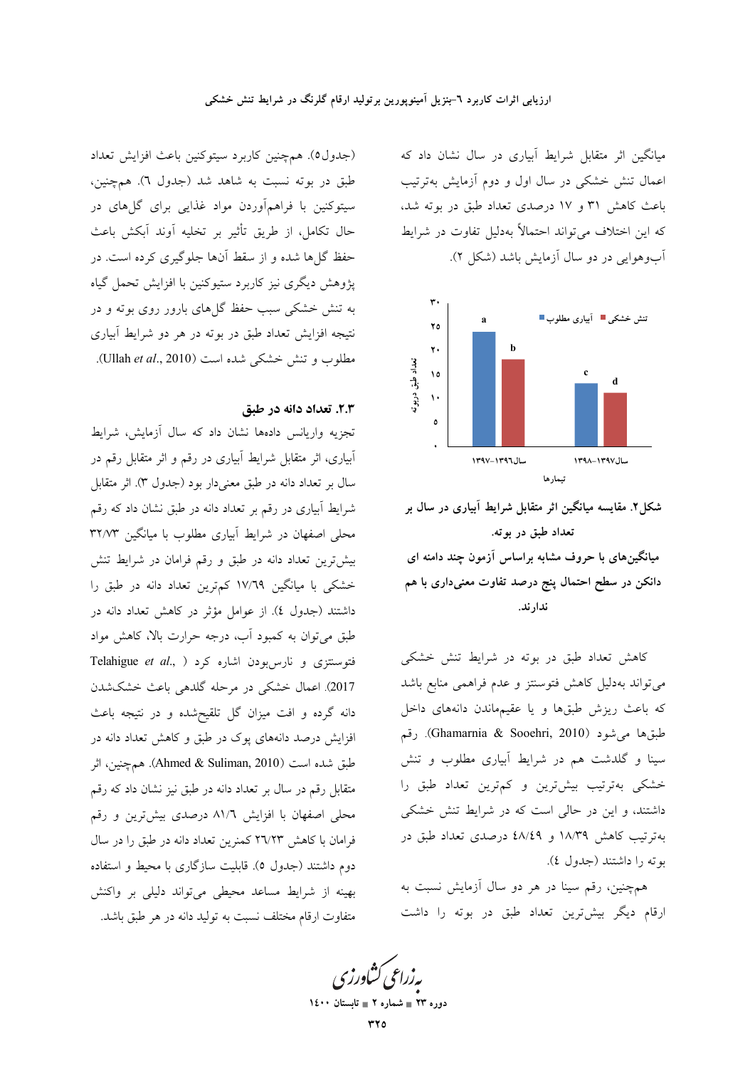میانگین اثر متقابل شرایط آبیاری در سال نشان داد که اعمال تنش خشکی در سال اول و دوم آزمایش به‌ترتیب باعث کاهش ۳۱ و ۱۷ درصدی تعداد طبق در بوته شد، که این اختلاف می‌تواند احتمالاً به‌دلیل تفاوت در شرایط آب‌وهوایی در دو سال آزمایش باشد (شکل ۲).

شکل۲. مقایسه میانگین اثر متقابل شرایط آبیاری در سال بر تعداد طبق در بوته.

میانگین‌های با حروف مشابه براساس آزمون چند دامنه ای دانکن در سطح احتمال پنج درصد تفاوت معنی‌داری با هم ندارند.

کاهش تعداد طبق در بوته در شرایط تنش خشکی می‌تواند به‌دلیل کاهش فتوسنتز و عدم فراهمی منابع باشد که باعث ریزش طبق‌ها و یا عقیم‌ماندن دانه‌های داخل طبق‌ها می‌شود (Ghamarnia & Sooehri, 2010). رقم سینا و گلدشت هم در شرایط آبیاری مطلوب و تنش خشکی به‌ترتیب بیش‌ترین و کم‌ترین تعداد طبق را داشتند، و این در حالی است که در شرایط تنش خشکی به‌ترتیب کاهش ۱۸/۳۹ و ۴۸/۴۹ درصدی تعداد طبق در بوته را داشتند (جدول ٤).

همچنین، رقم سینا در هر دو سال آزمایش نسبت به ارقام دیگر بیش‌ترین تعداد طبق در بوته را داشت (جدول۵). همچنین کاربرد سیتوکنین باعث افزایش تعداد طبق در بوته نسبت به شاهد شد (جدول ٦). همچنین، سیتوکنین با فراهم‌آوردن مواد غذایی برای گل‌های در حال تکامل، از طریق تأثیر بر تخلیه آوند آبکش باعث حفظ گل‌ها شده و از سقط آن‌ها جلوگیری کرده است. در پژوهش دیگری نیز کاربرد سیتوکنین با افزایش تحمل گیاه به تنش خشکی سبب حفظ گل‌های بارور روی بوته و در نتیجه افزایش تعداد طبق در بوته در هر دو شرایط آبیاری مطلوب و تنش خشکی شده است (Ullah *et al*., 2010).

### ۲.۳. تعداد دانه در طبق

تجزیه واریانس داده‌ها نشان داد که سال آزمایش، شرایط آبیاری، اثر متقابل شرایط آبیاری در رقم و اثر متقابل رقم در سال بر تعداد دانه در طبق معنی‌دار بود (جدول ۳). اثر متقابل شرایط آبیاری در رقم بر تعداد دانه در طبق نشان داد که رقم محلی اصفهان در شرایط آبیاری مطلوب با میانگین ۳۲/۷۳ بیش‌ترین تعداد دانه در طبق و رقم فرامان در شرایط تنش خشکی با میانگین ۱۷/٦۹ کم‌ترین تعداد دانه در طبق را داشتند (جدول ٤). از عوامل مؤثر در کاهش تعداد دانه در طبق می‌توان به کمبود آب، درجه حرارت بالا، کاهش مواد فتوسنتزی و نارس‌بودن اشاره کرد (Telahigue *et al*., 2017). اعمال خشکی در مرحله گلدهی باعث خشک‌شدن دانه گرده و افت میزان گل تلقیح‌شده و در نتیجه باعث افزایش درصد دانه‌های پوک در طبق و کاهش تعداد دانه در طبق شده است (Ahmed & Suliman, 2010). همچنین، اثر متقابل رقم در سال بر تعداد دانه در طبق نیز نشان داد که رقم محلی اصفهان با افزایش ۸۱/٦ درصدی بیش‌ترین و رقم فرامان با کاهش ۲٦/۲۳ کمترین تعداد دانه در طبق را در سال دوم داشتند (جدول ۵). قابلیت سازگاری با محیط و استفاده بهینه از شرایط مساعد محیطی می‌تواند دلیلی بر واکنش متفاوت ارقام مختلف نسبت به تولید دانه در هر طبق باشد.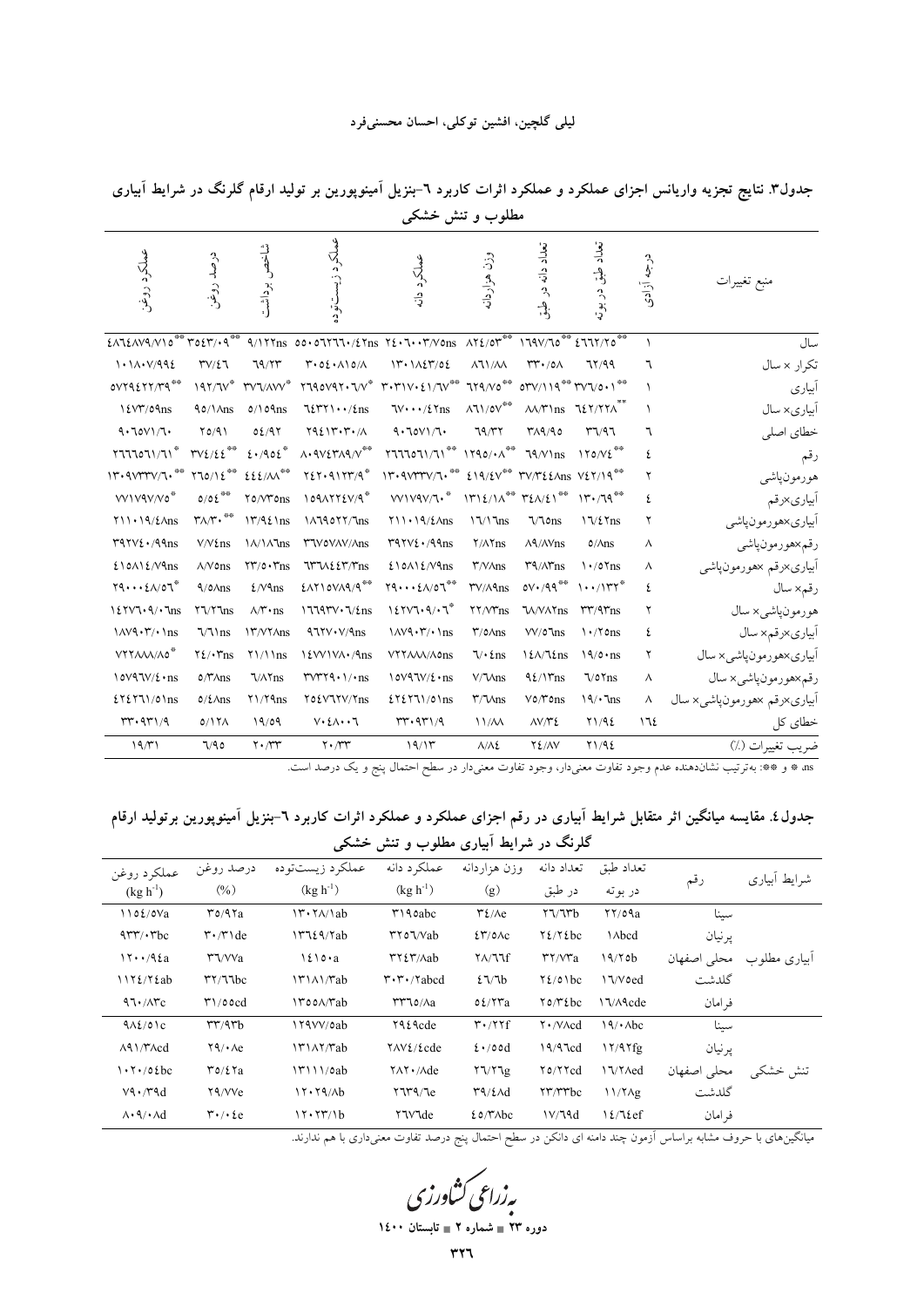**جدول۳. نتایج تجزیه واریانس اجزای عملکرد و عملکرد اثرات کاربرد ۶-بنزیل آمینوپورین بر تولید ارقام گلرنگ در شرایط آبیاری مطلوب و تنش خشکی**

| منبع تغییرات | درجه آزادی | تعداد طبق در بوته | تعداد دانه در طبق | وزن هزاردانه | عملکرد دانه | عملکرد زیست‌توده | شاخص برداشت | درصد روغن | عملکرد روغن |
|---|---|---|---|---|---|---|---|---|---|
| سال | ۱ | ۴۶۶۲/۲۵** | ۱۶۹۷/۶۵** | ۸۲۴/۵۳** | ۲۴۰۶۰۰۳/۷۵ns | ۵۵۰۵۲۶۶۶/۴۲ns | ۹/۱۲۲ns | ۳۵۴۳/۰۹** | ۴۸۶۴۸۷۹/۷۱۵** |
| تکرار × سال | ۶ | ۶۲/۹۹ | ۳۳۰/۵۸ | ۸۶۱/۸۸ | ۱۳۰۱۸۴۳/۵۴ | ۳۰۵۴۰۸۱۵/۸ | ۶۹/۲۳ | ۳۷/۴۶ | ۱۰۱۸۰۷/۹۹۴ |
| آبیاری | ۱ | ۳۷۶/۵۰۱** | ۵۳۷/۱۱۹** | ۶۲۹/۷۵** | ۳۰۳۱۷۰۴۱/۶۷** | ۲۶۹۵۷۹۲۰۶/۷* | ۳۷۶/۸۷۷* | ۱۹۲/۶۷* | ۵۷۲۹۴۲۲/۳۹** |
| آبیاری× سال | ۱ | ۶۴۲/۲۲۸** | ۸۸/۳۱ns | ۸۶۱/۵۷** | ۶۷۰۰۰/۴۲ns | ۶۴۳۲۱۰۰/۴ns | ۵/۱۵۹ns | ۹۵/۱۸ns | ۱۴۷۳/۵۹ns |
| خطای اصلی | ۶ | ۳۶/۹۶ | ۳۸۹/۹۵ | ۶۹/۳۲ | ۹۰۶۵۷۱/۶۰ | ۲۹۴۱۳۰۳۰/۸ | ۵۴/۹۲ | ۲۵/۹۱ | ۹۰۶۵۷۱/۶۰ |
| رقم | ۴ | ۱۲۵/۷۴** | ۶۹/۷۱ns | ۱۲۹۵/۰۸** | ۲۶۶۶۰۵۶۱/۶۱** | ۸۰۹۷۴۳۸۹/۷** | ۴۰/۹۵۴* | ۳۷۴/۴۴** | ۲۶۶۶۰۵۶۱/۶۱* |
| هورمون‌پاشی | ۲ | ۷۴۲/۱۹** | ۳۷/۳۴۴ns | ۴۱۹/۴۷** | ۱۳۰۹۷۳۳۷/۶۰** | ۲۴۲۰۹۱۲۳/۹* | ۴۴۴/۸۸** | ۲۶۵/۱۴** | ۱۳۰۹۷۳۳۷/۶۰** |
| آبیاری×رقم | ۴ | ۱۳۰/۶۹** | ۳۴۸/۴۱** | ۱۳۱۴/۱۸** | ۷۷۱۷۹۷/۷۰* | ۱۵۹۸۲۲۴۷/۹* | ۲۵/۷۳ns | ۵/۵۴** | ۷۷۱۷۹۷/۷۵* |
| آبیاری×هورمون‌پاشی | ۲ | ۱۶/۴۲ns | ۶/۶۵ns | ۱۶/۱۶ns | ۲۱۱۰۱۹/۴۸ns | ۱۸۶۹۰۲۲/۶ns | ۱۳/۹۴۱ns | ۳۸/۳۰** | ۲۱۱۰۱۹/۴۸ns |
| رقم×هورمون‌پاشی | ۸ | ۵/۸ns | ۸۹/۸۷ns | ۲/۸۲ns | ۳۹۲۷۴۰/۹۹ns | ۳۳۷۵۰۷۸۷/۸ns | ۱۸/۱۸۶ns | ۷/۷۴ns | ۳۹۲۷۴۰/۹۹ns |
| آبیاری×رقم ×هورمون‌پاشی | ۸ | ۱۰/۵۲ns | ۳۹/۸۳ns | ۳/۷۸ns | ۴۱۵۸۱۴/۷۹ns | ۳۳۶۸۴۴۳/۳ns | ۲۳/۰۳ns | ۸/۷۵ns | ۴۱۵۸۱۴/۷۹ns |
| رقم× سال | ۴ | ۱۰۰/۱۳۲* | ۵۷۰/۹۹** | ۳۷/۸۹ns | ۲۹۰۰۰۴۸/۵۶** | ۴۸۲۱۵۷۸۹/۹** | ۴/۷۹ns | ۹/۵۸ns | ۲۹۰۰۰۴۸/۵۶* |
| هورمون‌پاشی× سال | ۲ | ۳۳/۹۳ns | ۶۸/۷۸ns | ۲۲/۷۳ns | ۱۴۲۷۶۰۹/۰۶* | ۱۶۶۹۳۷۰۶/۴ns | ۸/۳۰ns | ۲۶/۲۶ns | ۱۴۲۷۶۰۹/۰۶ns |
| آبیاری×رقم× سال | ۴ | ۱۰/۲۵ns | ۷۷/۵۶ns | ۳/۰۵ns | ۱۸۷۹۰۳/۰۱ns | ۹۶۲۷۰۷/۹ns | ۱۳/۷۲ns | ۶/۶۱ns | ۱۸۷۹۰۳/۰۱ns |
| آبیاری×هورمون‌پاشی× سال | ۲ | ۱۹/۵۰ns | ۱۴۸/۶۴ns | ۶/۰۴ns | ۷۲۲۸۸۸/۸۵ns | ۱۴۷۷۱۷۸۰/۹ns | ۲۱/۱۱ns | ۲۴/۰۳ns | ۷۲۲۸۸۸/۸۵* |
| رقم×هورمون‌پاشی× سال | ۸ | ۶/۵۲ns | ۹۴/۱۳ns | ۷/۶۸ns | ۱۵۷۹۶۷/۴۰ns | ۳۷۳۳۹۰۱/۰ns | ۶/۸۲ns | ۵/۳۸ns | ۱۵۷۹۶۷/۴۰ns |
| آبیاری×رقم ×هورمون‌پاشی× سال | ۸ | ۱۹/۰۶ns | ۷۵/۳۵ns | ۳/۶۸ns | ۴۲۴۲۶۱/۵۱ns | ۲۵۴۷۶۲۷/۲ns | ۲۱/۲۹ns | ۵/۴۸ns | ۴۲۴۲۶۱/۵۱ns |
| خطای کل | ۱۶۴ | ۲۱/۹۴ | ۸۷/۳۴ | ۱۱/۸۸ | ۳۳۰۹۳۱/۹ | ۷۰۴۸۰۰۶ | ۱۹/۵۹ | ۵/۱۲۸ | ۳۳۰۹۳۱/۹ |
| ضریب تغییرات (٪) | | ۲۱/۹۴ | ۲۴/۸۷ | ۸/۸۴ | ۱۹/۱۳ | ۲۰/۳۳ | ۲۰/۳۳ | ۶/۹۵ | ۱۹/۳۱ |

ns، * و **: به‌ترتیب نشان‌دهنده عدم وجود تفاوت معنی‌دار، وجود تفاوت معنی‌دار در سطح احتمال پنج و یک درصد است.

**جدول۴. مقایسه میانگین اثر متقابل شرایط آبیاری در رقم اجزای عملکرد و عملکرد اثرات کاربرد ۶-بنزیل آمینوپورین برتولید ارقام گلرنگ در شرایط آبیاری مطلوب و تنش خشکی**

| شرایط آبیاری | رقم | تعداد طبق در بوته | تعداد دانه در طبق | وزن هزاردانه (g) | عملکرد دانه ($kg\ h^{-1}$) | عملکرد زیست‌توده ($kg\ h^{-1}$) | درصد روغن (%) | عملکرد روغن ($kg\ h^{-1}$) |
|---|---|---|---|---|---|---|---|---|
| آبیاری مطلوب | سینا | ۲۲/۵۹a | ۲۶/۶۳b | ۳۴/۸e | ۳۱۹۵abc | ۱۳۰۲۸/۱ab | ۳۵/۹۲a | ۱۱۵۴/۵۷a |
| | پرنیان | ۱۸bcd | ۲۴/۲۴bc | ۴۳/۵۸c | ۳۲۵۶/۷ab | ۱۳۶۴۹/۲ab | ۳۰/۳۱de | ۹۳۳/۰۳bc |
| | محلی اصفهان | ۱۹/۲۵b | ۳۲/۷۳a | ۲۸/۶۶f | ۳۲۴۳/۸ab | ۱۴۱۰۵a | ۳۶/۷۷a | ۱۲۰۰/۹۴a |
| | گلدشت | ۱۶/۷۵cd | ۲۵/۰۱bc | ۴۶/۶b | ۳۰۳۰/۲abcd | ۱۳۱۸۱/۳ab | ۳۲/۶۶bc | ۱۱۲۴/۲۴ab |
| | فرامان | ۱۶/۸۹cde | ۲۵/۳۴bc | ۵۴/۲۳a | ۳۳۶۵/۸a | ۱۳۵۵۸/۳ab | ۳۱/۵۵cd | ۹۶۰/۸۳c |
| تنش خشکی | سینا | ۱۹/۰۸bc | ۲۰/۷۸cd | ۳۰/۲۲f | ۲۹۴۹cde | ۱۲۹۷۷/۵ab | ۳۳/۹۳b | ۹۸۴/۵۱c |
| | پرنیان | ۱۲/۹۲fg | ۱۹/۹۶cd | ۴۰/۵۵d | ۲۸۷۴/۴cde | ۱۳۱۸۲/۳ab | ۲۹/۰۸e | ۸۹۱/۳۸cd |
| | محلی اصفهان | ۱۶/۲۸ed | ۲۵/۲۲cd | ۲۶/۲۶g | ۲۸۲۰/۸de | ۱۳۱۱۱/۵ab | ۳۵/۴۲a | ۱۰۲۰/۵۴bc |
| | گلدشت | ۱۱/۲۸g | ۲۳/۳۳bc | ۳۹/۴۸d | ۲۶۳۹/۶e | ۱۲۰۲۹/۸b | ۲۹/۷۷e | ۷۹۰/۳۹d |
| | فرامان | ۱۴/۶۴ef | ۱۷/۶۹d | ۴۵/۳۸bc | ۲۷۶۷de | ۱۲۰۲۳/۱b | ۳۰/۰۴e | ۸۰۹/۰۸d |

میانگین‌های با حروف مشابه براساس آزمون چند دامنه ای دانکن در سطح احتمال پنج درصد تفاوت معنی‌داری با هم ندارند.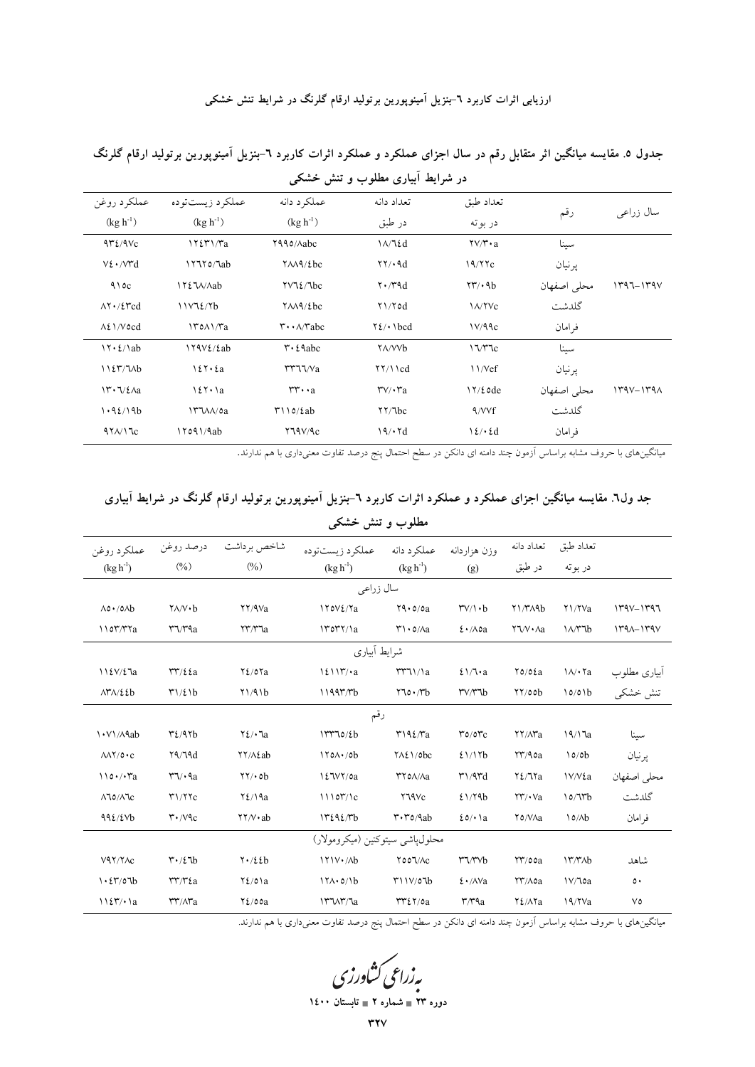**جدول ۵. مقایسه میانگین اثر متقابل رقم در سال اجزای عملکرد و عملکرد اثرات کاربرد ۶-بنزیل آمینوپورین برتولید ارقام گلرنگ در شرایط آبیاری مطلوب و تنش خشکی**

| سال زراعی | رقم | تعداد طبق در بوته | تعداد دانه در طبق | عملکرد دانه $(kg\ h^{-1})$ | عملکرد زیست‌توده $(kg\ h^{-1})$ | عملکرد روغن $(kg\ h^{-1})$ |
|---|---|---|---|---|---|---|
| ۱۳۹۷-۱۳۹۶ | سینا | ۲۷/۳۰a | ۱۸/۶۴d | ۲۹۹۵/۸abc | ۱۲٤۳۱/۳a | ۹۳٤/۹۷c |
| | پرنیان | ۱۹/۲۲c | ۲۲/۰۹d | ۲۸۸۹/٤bc | ۱۲۶۲۵/۶ab | ۷٤۰/۷۳d |
| | محلی اصفهان | ۲۳/۰۹b | ۲۰/۳۹d | ۲۷۶٤/۶bc | ۱۲٤۶۸/۸ab | ۹۱۵c |
| | گلدشت | ۱۸/۲۷c | ۲۱/۲۵d | ۲۸۸۹/٤bc | ۱۱۷۶٤/۲b | ۸۲۰/٤۳cd |
| | فرامان | ۱۷/۹۹c | ۲٤/۰۱bcd | ۳۰۰۸/۳abc | ۱۳۵۸۱/۳a | ۸٤۱/۷۵cd |
| ۱۳۹۸-۱۳۹۷ | سینا | ۱۶/۳۶c | ۲۸/۷۷b | ۳۰٤۹abc | ۱۲۹۷٤/٤ab | ۱۲۰٤/۱ab |
| | پرنیان | ۱۱/۷ef | ۲۲/۱۱cd | ۳۳۶۶/۷a | ۱٤۲۰٤a | ۱۱٤۳/۶۸b |
| | محلی اصفهان | ۱۲/٤۵de | ۳۷/۰۳a | ۳۳۰۰a | ۱٤۲۰۱a | ۱۳۰۶/٤۸a |
| | گلدشت | ۹/۷۷f | ۲۲/۶bc | ۳۱۱۵/٤ab | ۱۳۶۸۸/۵a | ۱۰۹٤/۱۹b |
| | فرامان | ۱٤/۰٤d | ۱۹/۰۲d | ۲۶۹۷/۹c | ۱۲۵۹۱/۹ab | ۹۲۸/۱۶c |

میانگین‌های با حروف مشابه براساس آزمون چند دامنه ای دانکن در سطح احتمال پنج درصد تفاوت معنی‌داری با هم ندارند.

**جدول ۶. مقایسه میانگین اجزای عملکرد و عملکرد اثرات کاربرد ۶-بنزیل آمینوپورین برتولید ارقام گلرنگ در شرایط آبیاری مطلوب و تنش خشکی**

| | تعداد طبق در بوته | تعداد دانه در طبق | وزن هزاردانه (g) | عملکرد دانه $(kg\ h^{-1})$ | عملکرد زیست‌توده $(kg\ h^{-1})$ | شاخص برداشت (%) | درصد روغن (%) | عملکرد روغن $(kg\ h^{-1})$ |
|---|---|---|---|---|---|---|---|---|
| **سال زراعی** | | | | | | | | |
| ۱۳۹۷-۱۳۹۶ | ۲۱/۲۷a | ۲۱/۳۸۹b | ۳۷/۱۰b | ۲۹۰۵/۵a | ۱۲۵۷٤/۲a | ۲۲/۹۷a | ۲۸/۷۰b | ۸۵۰/۵۸b |
| ۱۳۹۸-۱۳۹۷ | ۱۸/۳۶b | ۲۶/۷۰۸a | ٤۰/۸۵a | ۳۱۰۵/۸a | ۱۳۵۳۲/۱a | ۲۳/۳۶a | ۳۶/۳۹a | ۱۱۵۳/۳۲a |
| **شرایط آبیاری** | | | | | | | | |
| آبیاری مطلوب | ۱۸/۰۲a | ۲۵/۵٤a | ٤۱/۶۰a | ۳۳۶۱/۱a | ۱٤۱۱۳/۰a | ۲٤/۵۲a | ۳۳/٤٤a | ۱۱٤۷/٤۶a |
| تنش خشکی | ۱۵/۵۱b | ۲۲/۵۵b | ۳۷/۳۶b | ۲۶۵۰/۳b | ۱۱۹۹۳/۳b | ۲۱/۹۱b | ۳۱/٤۱b | ۸۳۸/٤٤b |
| **رقم** | | | | | | | | |
| سینا | ۱۹/۱۶a | ۲۲/۸۳a | ۳۵/۵۳c | ۳۱۹٤/۳a | ۱۳۳۶۵/٤b | ۲٤/۰۶a | ۳٤/۹۲b | ۱۰۷۱/۸۹ab |
| پرنیان | ۱۵/۵b | ۲۳/۹۰a | ٤۱/۱۲b | ۲۸٤۱/۵bc | ۱۲۵۸۰/۵b | ۲۲/۸٤ab | ۲۹/۶۹d | ۸۸۲/۵۰c |
| محلی اصفهان | ۱۷/۷٤a | ۲٤/۶۲a | ۳۱/۹۳d | ۳۲۵۸/۸a | ۱٤۶۷۲/۵a | ۲۲/۰۵b | ۳۶/۰۹a | ۱۱۵۰/۰۳a |
| گلدشت | ۱۵/۶۳b | ۲۳/۰۷a | ٤۱/۲۹b | ۲۶۹۷c | ۱۱۱۵۳/۱c | ۲٤/۱۹a | ۳۱/۲۲c | ۸۶۵/۸۶c |
| فرامان | ۱۵/۸b | ۲۵/۷۸a | ٤۵/۰۱a | ۳۰۳۵/۹ab | ۱۳٤۹٤/۳b | ۲۲/۷۰ab | ۳۰/۷۹c | ۹۹٤/٤۷b |
| **محلول‌پاشی سیتوکنین (میکرومولار)** | | | | | | | | |
| شاهد | ۱۳/۳۸b | ۲۳/۵۵a | ۳۶/۳۷b | ۲۵۵۶/۸c | ۱۲۱۷۰/۸b | ۲۰/٤۶b | ۳۰/٤۶b | ۷۹۲/۲۸c |
| ۵۰ | ۱۷/۶۵a | ۲۳/۸۵a | ٤۰/۸۷a | ۳۱۱۷/۵۶b | ۱۲۸۰۵/۱b | ۲٤/۵۱a | ۳۳/۳٤a | ۱۰٤۳/۵۶b |
| ۷۵ | ۱۹/۲۷a | ۲٤/۸۲a | ۳/۳۹a | ۳۳٤۲/۵a | ۱۳۶۸۳/۶a | ۲٤/۵۵a | ۳۳/۸۳a | ۱۱٤۳/۰۱a |

میانگین‌های با حروف مشابه براساس آزمون چند دامنه ای دانکن در سطح احتمال پنج درصد تفاوت معنی‌داری با هم ندارند.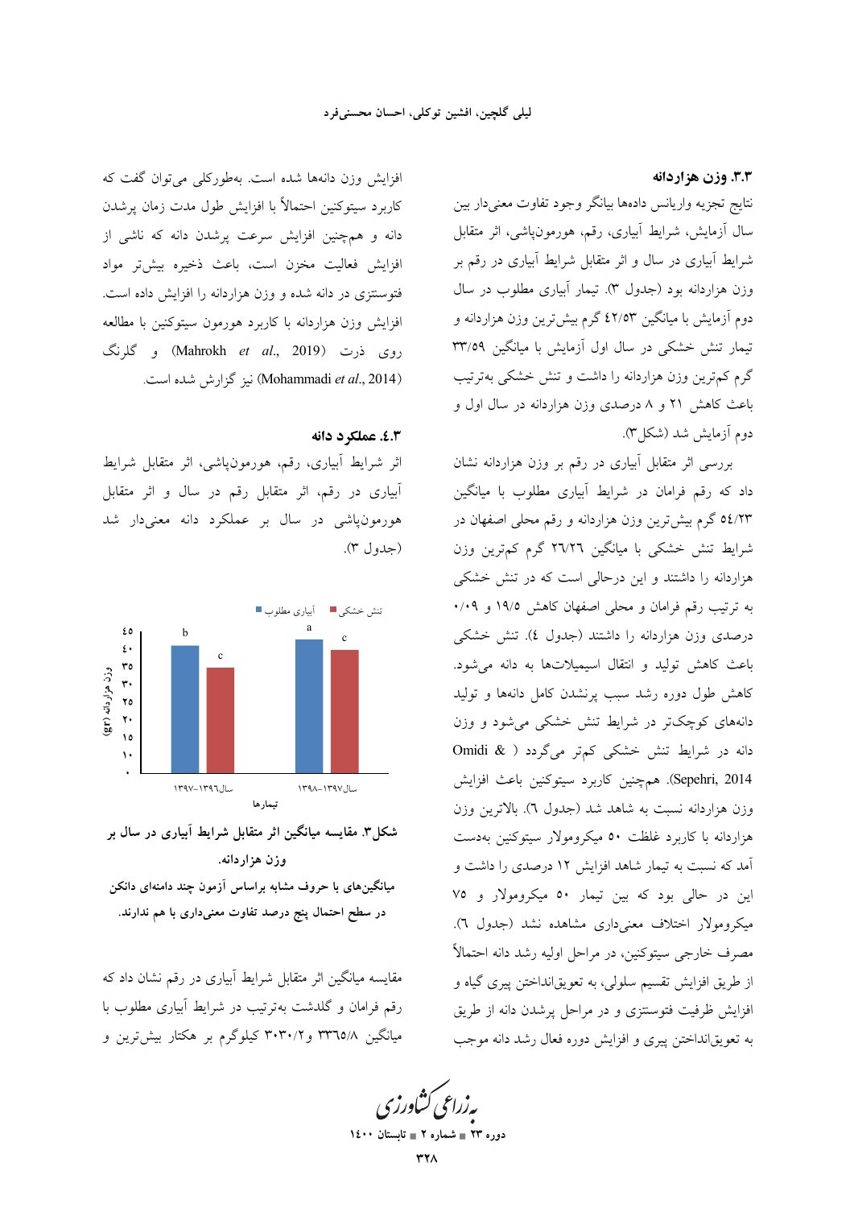### ۳.۳. وزن هزاردانه

نتایج تجزیه واریانس داده‌ها بیانگر وجود تفاوت معنی‌دار بین سال آزمایش، شرایط آبیاری، رقم، هورمون‌پاشی، اثر متقابل شرایط آبیاری در سال و اثر متقابل شرایط آبیاری در رقم بر وزن هزاردانه بود (جدول ۳). تیمار آبیاری مطلوب در سال دوم آزمایش با میانگین ٤٢/٥٣ گرم بیش‌ترین وزن هزاردانه و تیمار تنش خشکی در سال اول آزمایش با میانگین ۳۳/٥٩ گرم کم‌ترین وزن هزاردانه را داشت و تنش خشکی به‌ترتیب باعث کاهش ۲۱ و ۸ درصدی وزن هزاردانه در سال اول و دوم آزمایش شد (شکل۳).

بررسی اثر متقابل آبیاری در رقم بر وزن هزاردانه نشان داد که رقم فرامان در شرایط آبیاری مطلوب با میانگین ٥٤/۲۳ گرم بیش‌ترین وزن هزاردانه و رقم محلی اصفهان در شرایط تنش خشکی با میانگین ۲٦/۲٦ گرم کم‌ترین وزن هزاردانه را داشتند و این درحالی است که در تنش خشکی به ترتیب رقم فرامان و محلی اصفهان کاهش ۱۹/٥ و ۰/۰۹ درصدی وزن هزاردانه را داشتند (جدول ٤). تنش خشکی باعث کاهش تولید و انتقال اسیمیلات‌ها به دانه می‌شود. کاهش طول دوره رشد سبب پرنشدن کامل دانه‌ها و تولید دانه‌های کوچک‌تر در شرایط تنش خشکی می‌شود و وزن دانه در شرایط تنش خشکی کم‌تر می‌گردد (Omidi & Sepehri, 2014). همچنین کاربرد سیتوکنین باعث افزایش وزن هزاردانه نسبت به شاهد شد (جدول ٦). بالاترین وزن هزاردانه با کاربرد غلظت ٥۰ میکرومولار سیتوکنین به‌دست آمد که نسبت به تیمار شاهد افزایش ۱۲ درصدی را داشت و این در حالی بود که بین تیمار ٥۰ میکرومولار و ۷٥ میکرومولار اختلاف معنی‌داری مشاهده نشد (جدول ٦). مصرف خارجی سیتوکنین، در مراحل اولیه رشد دانه احتمالاً از طریق افزایش تقسیم سلولی، به تعویق‌انداختن پیری گیاه و افزایش ظرفیت فتوسنتزی و در مراحل پرشدن دانه از طریق به تعویق‌انداختن پیری و افزایش دوره فعال رشد دانه موجب افزایش وزن دانه‌ها شده است. به‌طورکلی می‌توان گفت که کاربرد سیتوکنین احتمالاً با افزایش طول مدت زمان پرشدن دانه و هم‌چنین افزایش سرعت پرشدن دانه که ناشی از افزایش فعالیت مخزن است، باعث ذخیره بیش‌تر مواد فتوسنتزی در دانه شده و وزن هزاردانه را افزایش داده است. افزایش وزن هزاردانه با کاربرد هورمون سیتوکنین با مطالعه روی ذرت (Mahrokh *et al*., 2019) و گلرنگ (Mohammadi *et al*., 2014) نیز گزارش شده است.

### ٤.۳. عملکرد دانه

اثر شرایط آبیاری، رقم، هورمون‌پاشی، اثر متقابل شرایط آبیاری در رقم، اثر متقابل رقم در سال و اثر متقابل هورمون‌پاشی در سال بر عملکرد دانه معنی‌دار شد (جدول ۳).

شکل۳. مقایسه میانگین اثر متقابل شرایط آبیاری در سال بر وزن هزاردانه.

میانگین‌های با حروف مشابه براساس آزمون چند دامنه‌ای دانکن در سطح احتمال پنج درصد تفاوت معنی‌داری با هم ندارند.

مقایسه میانگین اثر متقابل شرایط آبیاری در رقم نشان داد که رقم فرامان و گلدشت به‌ترتیب در شرایط آبیاری مطلوب با میانگین ۳۳٦٥/۸ و۳۰۳۰/۲ کیلوگرم بر هکتار بیش‌ترین و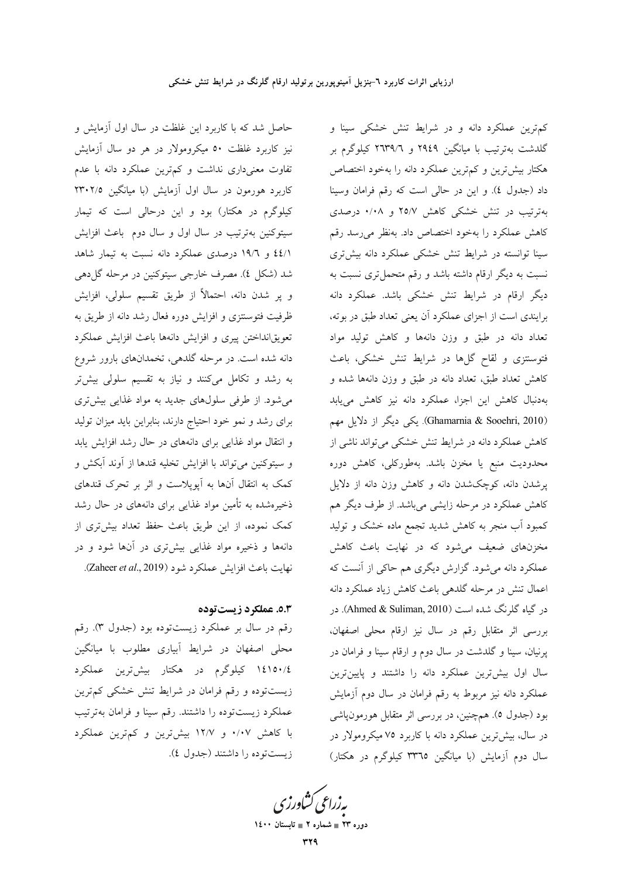کم‌ترین عملکرد دانه و در شرایط تنش خشکی سینا و گلدشت به‌ترتیب با میانگین ۲۹۴۹ و ۲۶۳۹/۶ کیلوگرم بر هکتار بیش‌ترین و کم‌ترین عملکرد دانه را به‌خود اختصاص داد (جدول ٤). و این در حالی است که رقم فرامان وسینا به‌ترتیب در تنش خشکی کاهش ۲۵/۷ و ۰/۰۸ درصدی کاهش عملکرد را به‌خود اختصاص داد. به‌نظر می‌رسد رقم سینا توانسته در شرایط تنش خشکی عملکرد دانه بیش‌تری نسبت به دیگر ارقام داشته باشد و رقم متحمل‌تری نسبت به دیگر ارقام در شرایط تنش خشکی باشد. عملکرد دانه برایندی است از اجزای عملکرد آن یعنی تعداد طبق در بوته، تعداد دانه در طبق و وزن دانه‌ها و کاهش تولید مواد فتوسنتزی و لقاح گل‌ها در شرایط تنش خشکی، باعث کاهش تعداد طبق، تعداد دانه در طبق و وزن دانه‌ها شده و به‌دنبال کاهش این اجزا، عملکرد دانه نیز کاهش می‌یابد (Ghamarnia & Sooehri, 2010). یکی دیگر از دلایل مهم کاهش عملکرد دانه در شرایط تنش خشکی می‌تواند ناشی از محدودیت منبع یا مخزن باشد. به‌طورکلی، کاهش دوره پرشدن دانه، کوچک‌شدن دانه و کاهش وزن دانه از دلایل کاهش عملکرد در مرحله زایشی می‌باشد. از طرف دیگر هم کمبود آب منجر به کاهش شدید تجمع ماده خشک و تولید مخزن‌های ضعیف می‌شود که در نهایت باعث کاهش عملکرد دانه می‌شود. گزارش دیگری هم حاکی از آنست که اعمال تنش در مرحله گلدهی باعث کاهش زیاد عملکرد دانه در گیاه گلرنگ شده است (Ahmed & Suliman, 2010). در بررسی اثر متقابل رقم در سال نیز ارقام محلی اصفهان، پرنیان، سینا و گلدشت در سال دوم و ارقام سینا و فرامان در سال اول بیش‌ترین عملکرد دانه را داشتند و پایین‌ترین عملکرد دانه نیز مربوط به رقم فرامان در سال دوم آزمایش بود (جدول ٥). هم‌چنین، در بررسی اثر متقابل هورمون‌پاشی در سال، بیش‌ترین عملکرد دانه با کاربرد ۷۵ میکرومولار در سال دوم آزمایش (با میانگین ۳۳۶۵ کیلوگرم در هکتار) حاصل شد که با کاربرد این غلظت در سال اول آزمایش و نیز کاربرد غلظت ۵۰ میکرومولار در هر دو سال آزمایش تفاوت معنی‌داری نداشت و کم‌ترین عملکرد دانه با عدم کاربرد هورمون در سال اول آزمایش (با میانگین ۲۳۰۲/۵ کیلوگرم در هکتار) بود و این درحالی است که تیمار سیتوکنین به‌ترتیب در سال اول و سال دوم باعث افزایش ٤٤/۱ و ۱۹/٦ درصدی عملکرد دانه نسبت به تیمار شاهد شد (شکل ٤). مصرف خارجی سیتوکنین در مرحله گل‌دهی و پر شدن دانه، احتمالاً از طریق تقسیم سلولی، افزایش ظرفیت فتوسنتزی و افزایش دوره فعال رشد دانه از طریق به تعویق‌انداختن پیری و افزایش دانه‌ها باعث افزایش عملکرد دانه شده است. در مرحله گلدهی، تخمدان‌های بارور شروع به رشد و تکامل می‌کنند و نیاز به تقسیم سلولی بیش‌تر می‌شود. از طرفی سلول‌های جدید به مواد غذایی بیش‌تری برای رشد و نمو خود احتیاج دارند، بنابراین باید میزان تولید و انتقال مواد غذایی برای دانه‌های در حال رشد افزایش یابد و سیتوکنین می‌تواند با افزایش تخلیه قندها از آوند آبکش و کمک به انتقال آن‌ها به آپوپلاست و اثر بر تحرک قندهای ذخیره‌شده به تأمین مواد غذایی برای دانه‌های در حال رشد کمک نموده، از این طریق باعث حفظ تعداد بیش‌تری از دانه‌ها و ذخیره مواد غذایی بیش‌تری در آن‌ها شود و در نهایت باعث افزایش عملکرد شود (Zaheer *et al*., 2019).

### ۵.۳. عملکرد زیست‌توده

رقم در سال بر عملکرد زیست‌توده بود (جدول ۳). رقم محلی اصفهان در شرایط آبیاری مطلوب با میانگین ۱٤۱۵۰/٤ کیلوگرم در هکتار بیش‌ترین عملکرد زیست‌توده و رقم فرامان در شرایط تنش خشکی کم‌ترین عملکرد زیست‌توده را داشتند. رقم سینا و فرامان به‌ترتیب با کاهش ۰/۰۷ و ۱۲/۷ بیش‌ترین و کم‌ترین عملکرد زیست‌توده را داشتند (جدول ٤).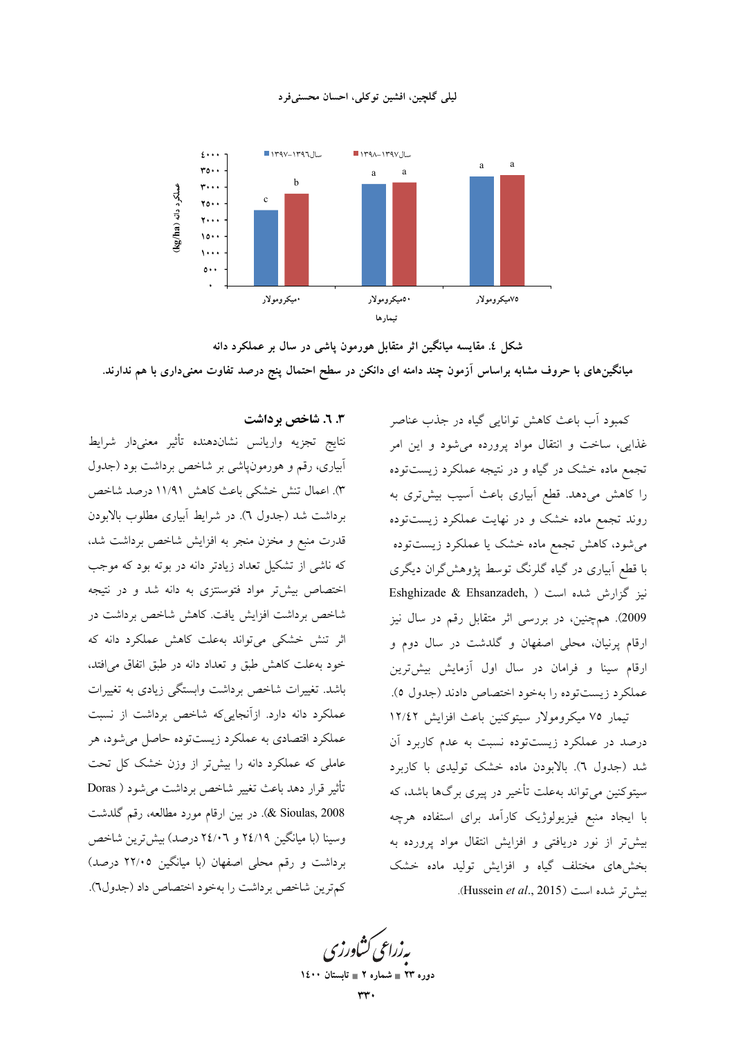شکل ٤. مقایسه میانگین اثر متقابل هورمون پاشی در سال بر عملکرد دانه

میانگین‌های با حروف مشابه براساس آزمون چند دامنه ای دانکن در سطح احتمال پنج درصد تفاوت معنی‌داری با هم ندارند.

کمبود آب باعث کاهش توانایی گیاه در جذب عناصر غذایی، ساخت و انتقال مواد پرورده می‌شود و این امر تجمع ماده خشک در گیاه و در نتیجه عملکرد زیست‌توده را کاهش می‌دهد. قطع آبیاری باعث آسیب بیش‌تری به روند تجمع ماده خشک و در نهایت عملکرد زیست‌توده می‌شود، کاهش تجمع ماده خشک یا عملکرد زیست‌توده با قطع آبیاری در گیاه گلرنگ توسط پژوهش‌گران دیگری نیز گزارش شده است (Eshghizade & Ehsanzadeh, 2009). هم‌چنین، در بررسی اثر متقابل رقم در سال نیز ارقام پرنیان، محلی اصفهان و گلدشت در سال دوم و ارقام سینا و فرامان در سال اول آزمایش بیش‌ترین عملکرد زیست‌توده را به‌خود اختصاص دادند (جدول ٥).

تیمار ٧٥ میکرومولار سیتوکنین باعث افزایش ١٢/٤٢ درصد در عملکرد زیست‌توده نسبت به عدم کاربرد آن شد (جدول ٦). بالابودن ماده خشک تولیدی با کاربرد سیتوکنین می‌تواند به‌علت تأخیر در پیری برگ‌ها باشد، که با ایجاد منبع فیزیولوژیک کارآمد برای استفاده هرچه بیش‌تر از نور دریافتی و افزایش انتقال مواد پرورده به بخش‌های مختلف گیاه و افزایش تولید ماده خشک بیش‌تر شده است (Hussein *et al*., 2015).

### ٣. ٦. شاخص برداشت

نتایج تجزیه واریانس نشان‌دهنده تأثیر معنی‌دار شرایط آبیاری، رقم و هورمون‌پاشی بر شاخص برداشت بود (جدول ٣). اعمال تنش خشکی باعث کاهش ١١/٩١ درصد شاخص برداشت شد (جدول ٦). در شرایط آبیاری مطلوب بالابودن قدرت منبع و مخزن منجر به افزایش شاخص برداشت شد، که ناشی از تشکیل تعداد زیادتر دانه در بوته بود که موجب اختصاص بیش‌تر مواد فتوسنتزی به دانه شد و در نتیجه شاخص برداشت افزایش یافت. کاهش شاخص برداشت در اثر تنش خشکی می‌تواند به‌علت کاهش عملکرد دانه که خود به‌علت کاهش طبق و تعداد دانه در طبق اتفاق می‌افتد، باشد. تغییرات شاخص برداشت وابستگی زیادی به تغییرات عملکرد دانه دارد. ازآن‌جایی‌که شاخص برداشت از نسبت عملکرد اقتصادی به عملکرد زیست‌توده حاصل می‌شود، هر عاملی که عملکرد دانه را بیش‌تر از وزن خشک کل تحت تأثیر قرار دهد باعث تغییر شاخص برداشت می‌شود (Doras & Sioulas, 2008). در بین ارقام مورد مطالعه، رقم گلدشت وسینا (با میانگین ٢٤/١٩ و ٢٤/٠٦ درصد) بیش‌ترین شاخص برداشت و رقم محلی اصفهان (با میانگین ٢٢/٠٥ درصد) کم‌ترین شاخص برداشت را به‌خود اختصاص داد (جدول٦).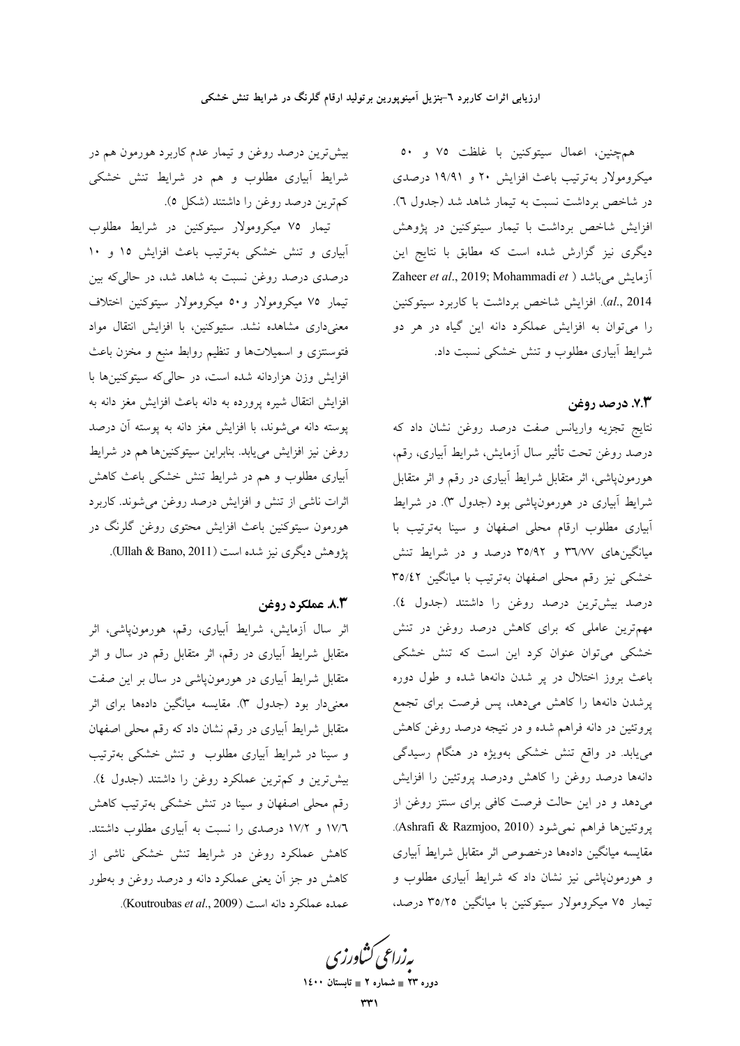همچنین، اعمال سیتوکنین با غلظت ۷۵ و ۵۰ میکرومولار به‌ترتیب باعث افزایش ۲۰ و ۱۹/۹۱ درصدی در شاخص برداشت نسبت به تیمار شاهد شد (جدول ٦). افزایش شاخص برداشت با تیمار سیتوکنین در پژوهش دیگری نیز گزارش شده است که مطابق با نتایج این آزمایش می‌باشد (Zaheer *et al*., 2019; Mohammadi *et al*., 2014). افزایش شاخص برداشت با کاربرد سیتوکنین را می‌توان به افزایش عملکرد دانه این گیاه در هر دو شرایط آبیاری مطلوب و تنش خشکی نسبت داد.

### ۷.۳. درصد روغن

نتایج تجزیه واریانس صفت درصد روغن نشان داد که درصد روغن تحت تأثیر سال آزمایش، شرایط آبیاری، رقم، هورمون‌پاشی، اثر متقابل شرایط آبیاری در رقم و اثر متقابل شرایط آبیاری در هورمون‌پاشی بود (جدول ۳). در شرایط آبیاری مطلوب ارقام محلی اصفهان و سینا به‌ترتیب با میانگین‌های ٣٦/٧٧ و ٣٥/٩٢ درصد و در شرایط تنش خشکی نیز رقم محلی اصفهان به‌ترتیب با میانگین ٣٥/٤٢ درصد بیش‌ترین درصد روغن را داشتند (جدول ٤). مهم‌ترین عاملی که برای کاهش درصد روغن در تنش خشکی می‌توان عنوان کرد این است که تنش خشکی باعث بروز اختلال در پر شدن دانه‌ها شده و طول دوره پرشدن دانه‌ها را کاهش می‌دهد، پس فرصت برای تجمع پروتئین در دانه فراهم شده و در نتیجه درصد روغن کاهش می‌یابد. در واقع تنش خشکی به‌ویژه در هنگام رسیدگی دانه‌ها درصد روغن را کاهش ودرصد پروتئین را افزایش می‌دهد و در این حالت فرصت کافی برای سنتز روغن از پروتئین‌ها فراهم نمی‌شود (Ashrafi & Razmjoo, 2010). مقایسه میانگین داده‌ها درخصوص اثر متقابل شرایط آبیاری و هورمون‌پاشی نیز نشان داد که شرایط آبیاری مطلوب و تیمار ۷۵ میکرومولار سیتوکنین با میانگین ٣٥/٢٥ درصد، بیش‌ترین درصد روغن و تیمار عدم کاربرد هورمون هم در شرایط آبیاری مطلوب و هم در شرایط تنش خشکی کم‌ترین درصد روغن را داشتند (شکل ٥).

تیمار ۷۵ میکرومولار سیتوکنین در شرایط مطلوب آبیاری و تنش خشکی به‌ترتیب باعث افزایش ۱۵ و ۱۰ درصدی درصد روغن نسبت به شاهد شد، در حالی‌که بین تیمار ۷۵ میکرومولار و۵۰ میکرومولار سیتوکنین اختلاف معنی‌داری مشاهده نشد. ستیوکنین، با افزایش انتقال مواد فتوسنتزی و اسمیلات‌ها و تنظیم روابط منبع و مخزن باعث افزایش وزن هزاردانه شده است، در حالی‌که سیتوکنین‌ها با افزایش انتقال شیره پرورده به دانه باعث افزایش مغز دانه به پوسته دانه می‌شوند، با افزایش مغز دانه به پوسته آن درصد روغن نیز افزایش می‌یابد. بنابراین سیتوکنین‌ها هم در شرایط آبیاری مطلوب و هم در شرایط تنش خشکی باعث کاهش اثرات ناشی از تنش و افزایش درصد روغن می‌شوند. کاربرد هورمون سیتوکنین باعث افزایش محتوی روغن گلرنگ در پژوهش دیگری نیز شده است (Ullah & Bano, 2011).

### ۸.۳. عملکرد روغن

اثر سال آزمایش، شرایط آبیاری، رقم، هورمون‌پاشی، اثر متقابل شرایط آبیاری در رقم، اثر متقابل رقم در سال و اثر متقابل شرایط آبیاری در هورمون‌پاشی در سال بر این صفت معنی‌دار بود (جدول ۳). مقایسه میانگین داده‌ها برای اثر متقابل شرایط آبیاری در رقم نشان داد که رقم محلی اصفهان و سینا در شرایط آبیاری مطلوب و تنش خشکی به‌ترتیب بیش‌ترین و کم‌ترین عملکرد روغن را داشتند (جدول ٤). رقم محلی اصفهان و سینا در تنش خشکی به‌ترتیب کاهش ١٧/٦ و ١٧/٢ درصدی را نسبت به آبیاری مطلوب داشتند. کاهش عملکرد روغن در شرایط تنش خشکی ناشی از کاهش دو جز آن یعنی عملکرد دانه و درصد روغن و به‌طور عمده عملکرد دانه است (Koutroubas *et al*., 2009).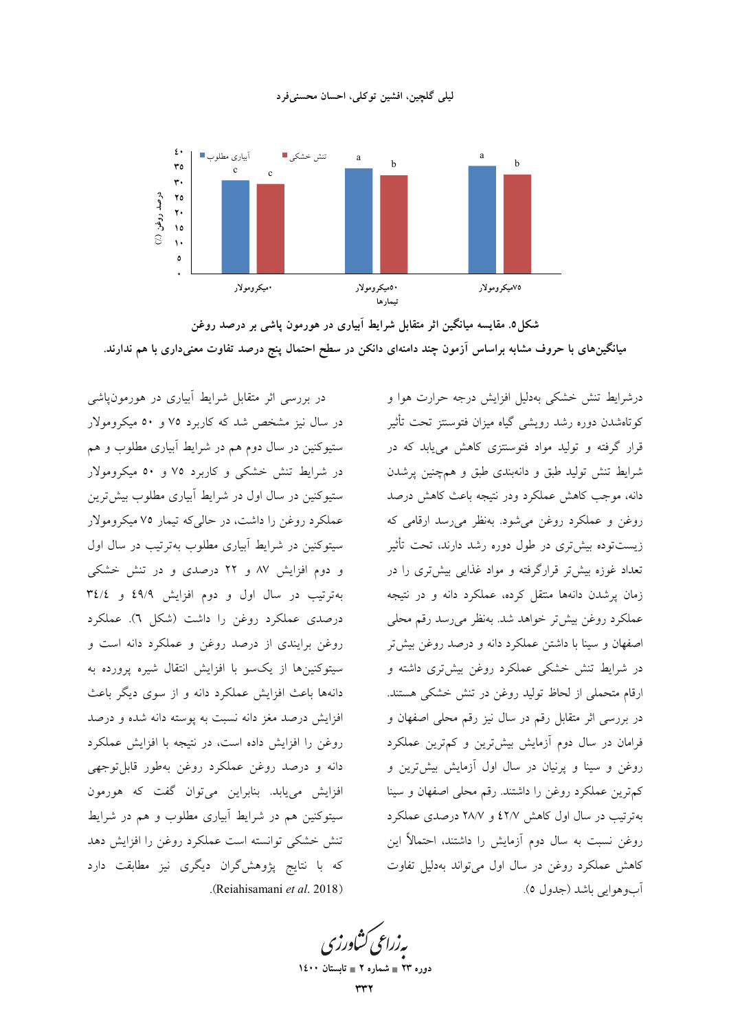شکل ۵. مقایسه میانگین اثر متقابل شرایط آبیاری در هورمون پاشی بر درصد روغن

میانگین‌های با حروف مشابه براساس آزمون چند دامنه‌ای دانکن در سطح احتمال پنج درصد تفاوت معنی‌داری با هم ندارند.

درشرایط تنش خشکی به‌دلیل افزایش درجه حرارت هوا و کوتاه‌شدن دوره رشد رویشی گیاه میزان فتوسنتز تحت تأثیر قرار گرفته و تولید مواد فتوسنتزی کاهش می‌یابد که در شرایط تنش تولید طبق و دانه‌بندی طبق و همچنین پرشدن دانه، موجب کاهش عملکرد ودر نتیجه باعث کاهش درصد روغن و عملکرد روغن می‌شود. به‌نظر می‌رسد ارقامی که زیست‌توده بیش‌تری در طول دوره رشد دارند، تحت تأثیر تعداد غوزه بیش‌تر قرارگرفته و مواد غذایی بیش‌تری را در زمان پرشدن دانه‌ها منتقل کرده، عملکرد دانه و در نتیجه عملکرد روغن بیش‌تر خواهد شد. به‌نظر می‌رسد رقم محلی اصفهان و سینا با داشتن عملکرد دانه و درصد روغن بیش‌تر در شرایط تنش خشکی عملکرد روغن بیش‌تری داشته و ارقام متحملی از لحاظ تولید روغن در تنش خشکی هستند. در بررسی اثر متقابل رقم در سال نیز رقم محلی اصفهان و فرامان در سال دوم آزمایش بیش‌ترین و کم‌ترین عملکرد روغن و سینا و پرنیان در سال اول آزمایش بیش‌ترین و کم‌ترین عملکرد روغن را داشتند. رقم محلی اصفهان و سینا به‌ترتیب در سال اول کاهش ۴۲/۷ و ۲۸/۷ درصدی عملکرد روغن نسبت به سال دوم آزمایش را داشتند، احتمالاً این کاهش عملکرد روغن در سال اول می‌تواند به‌دلیل تفاوت آب‌وهوایی باشد (جدول ۵).

در بررسی اثر متقابل شرایط آبیاری در هورمون‌پاشی در سال نیز مشخص شد که کاربرد ۷۵ و ۵۰ میکرومولار ستیوکنین در سال دوم هم در شرایط آبیاری مطلوب و هم در شرایط تنش خشکی و کاربرد ۷۵ و ۵۰ میکرومولار ستیوکنین در سال اول در شرایط آبیاری مطلوب بیش‌ترین عملکرد روغن را داشت، در حالی‌که تیمار ۷۵ میکرومولار ستیوکنین در شرایط آبیاری مطلوب به‌ترتیب در سال اول و دوم افزایش ۸۷ و ۲۲ درصدی و در تنش خشکی به‌ترتیب در سال اول و دوم افزایش ۴۹/۹ و ۳٤/٤ درصدی عملکرد روغن را داشت (شکل ٦). عملکرد روغن برایندی از درصد روغن و عملکرد دانه است و سیتوکنین‌ها از یک‌سو با افزایش انتقال شیره پرورده به دانه‌ها باعث افزایش عملکرد دانه و از سوی دیگر باعث افزایش درصد مغز دانه نسبت به پوسته دانه شده و درصد روغن را افزایش داده است، در نتیجه با افزایش عملکرد دانه و درصد روغن عملکرد روغن به‌طور قابل‌توجهی افزایش می‌یابد. بنابراین می‌توان گفت که هورمون سیتوکنین هم در شرایط آبیاری مطلوب و هم در شرایط تنش خشکی توانسته است عملکرد روغن را افزایش دهد که با نتایج پژوهش‌گران دیگری نیز مطابقت دارد (Reiahisamani *et al.* 2018).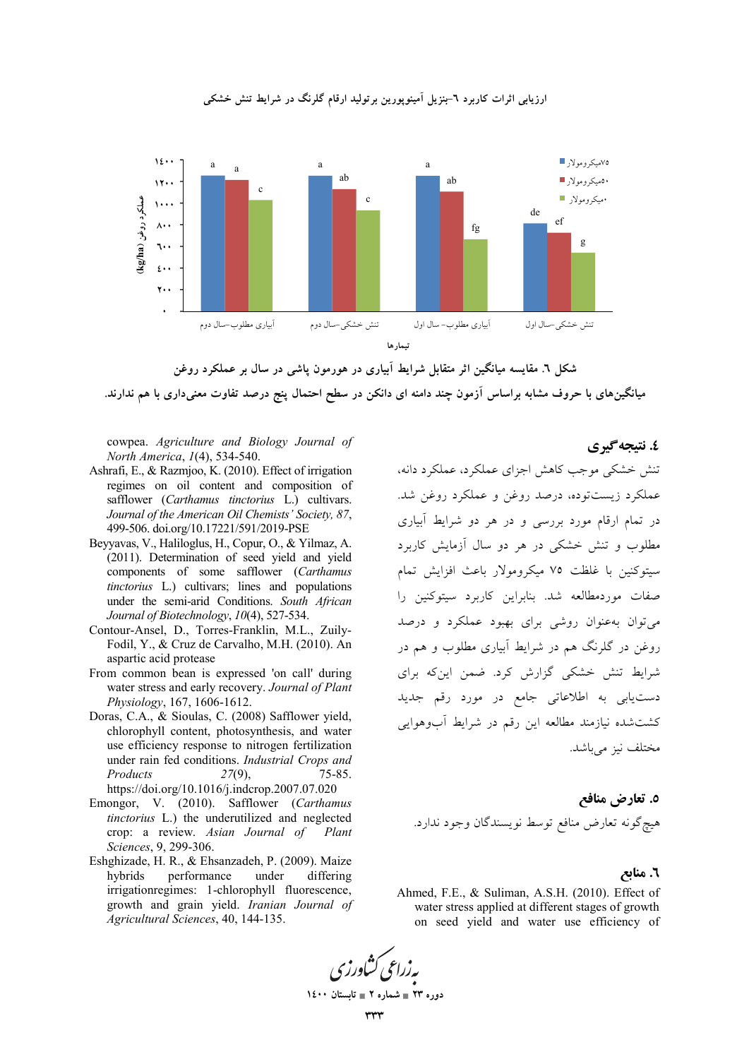شکل ٦. مقایسه میانگین اثر متقابل شرایط آبیاری در هورمون پاشی در سال بر عملکرد روغن

میانگین‌های با حروف مشابه براساس آزمون چند دامنه ای دانکن در سطح احتمال پنج درصد تفاوت معنی‌داری با هم ندارند.

## ٤. نتیجه‌گیری

تنش خشکی موجب کاهش اجزای عملکرد، عملکرد دانه، عملکرد زیست‌توده، درصد روغن و عملکرد روغن شد. در تمام ارقام مورد بررسی و در هر دو شرایط آبیاری مطلوب و تنش خشکی در هر دو سال آزمایش کاربرد سیتوکنین با غلظت ٧٥ میکرومولار باعث افزایش تمام صفات موردمطالعه شد. بنابراین کاربرد سیتوکنین را می‌توان به‌عنوان روشی برای بهبود عملکرد و درصد روغن در گلرنگ هم در شرایط آبیاری مطلوب و هم در شرایط تنش خشکی گزارش کرد. ضمن این‌که برای دست‌یابی به اطلاعاتی جامع در مورد رقم جدید کشت‌شده نیازمند مطالعه این رقم در شرایط آب‌وهوایی مختلف نیز می‌باشد.

## ٥. تعارض منافع

هیچ‌گونه تعارض منافع توسط نویسندگان وجود ندارد.

## ٦. منابع

Ahmed, F.E., & Suliman, A.S.H. (2010). Effect of water stress applied at different stages of growth on seed yield and water use efficiency of cowpea. *Agriculture and Biology Journal of North America*, *1*(4), 534-540.

Ashrafi, E., & Razmjoo, K. (2010). Effect of irrigation regimes on oil content and composition of safflower (*Carthamus tinctorius* L.) cultivars. *Journal of the American Oil Chemists' Society, 87*, 499-506. doi.org/10.17221/591/2019-PSE

Beyyavas, V., Haliloglus, H., Copur, O., & Yilmaz, A. (2011). Determination of seed yield and yield components of some safflower (*Carthamus tinctorius* L.) cultivars; lines and populations under the semi-arid Conditions. *South African Journal of Biotechnology*, *10*(4), 527-534.

Contour-Ansel, D., Torres-Franklin, M.L., Zuily-Fodil, Y., & Cruz de Carvalho, M.H. (2010). An aspartic acid protease From common bean is expressed 'on call' during water stress and early recovery. *Journal of Plant Physiology*, 167, 1606-1612.

Doras, C.A., & Sioulas, C. (2008) Safflower yield, chlorophyll content, photosynthesis, and water use efficiency response to nitrogen fertilization under rain fed conditions. *Industrial Crops and Products* *27*(9), 75-85. https://doi.org/10.1016/j.indcrop.2007.07.020

Emongor, V. (2010). Safflower (*Carthamus tinctorius* L.) the underutilized and neglected crop: a review. *Asian Journal of Plant Sciences*, 9, 299-306.

Eshghizade, H. R., & Ehsanzadeh, P. (2009). Maize hybrids performance under differing irrigationregimes: 1-chlorophyll fluorescence, growth and grain yield. *Iranian Journal of Agricultural Sciences*, 40, 144-135.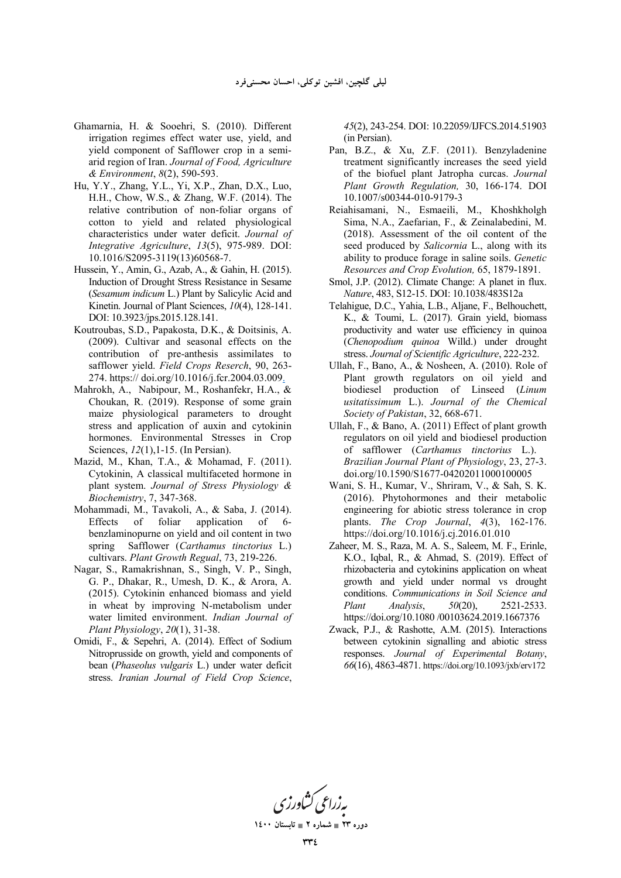Ghamarnia, H. & Sooehri, S. (2010). Different irrigation regimes effect water use, yield, and yield component of Safflower crop in a semi-arid region of Iran. *Journal of Food, Agriculture & Environment*, *8*(2), 590-593.

Hu, Y.Y., Zhang, Y.L., Yi, X.P., Zhan, D.X., Luo, H.H., Chow, W.S., & Zhang, W.F. (2014). The relative contribution of non-foliar organs of cotton to yield and related physiological characteristics under water deficit. *Journal of Integrative Agriculture*, *13*(5), 975-989. DOI: 10.1016/S2095-3119(13)60568-7.

Hussein, Y., Amin, G., Azab, A., & Gahin, H. (2015). Induction of Drought Stress Resistance in Sesame (*Sesamum indicum* L.) Plant by Salicylic Acid and Kinetin. Journal of Plant Sciences, *10*(4), 128-141. DOI: 10.3923/jps.2015.128.141.

Koutroubas, S.D., Papakosta, D.K., & Doitsinis, A. (2009). Cultivar and seasonal effects on the contribution of pre-anthesis assimilates to safflower yield. *Field Crops Reserch*, 90, 263-274. https:// doi.org/10.1016/j.fcr.2004.03.009.

Mahrokh, A., Nabipour, M., Roshanfekr, H.A., & Choukan, R. (2019). Response of some grain maize physiological parameters to drought stress and application of auxin and cytokinin hormones. Environmental Stresses in Crop Sciences, *12*(1),1-15. (In Persian).

Mazid, M., Khan, T.A., & Mohamad, F. (2011). Cytokinin, A classical multifaceted hormone in plant system. *Journal of Stress Physiology & Biochemistry*, 7, 347-368.

Mohammadi, M., Tavakoli, A., & Saba, J. (2014). Effects of foliar application of 6-benzlaminopurne on yield and oil content in two spring Safflower (*Carthamus tinctorius* L.) cultivars. *Plant Growth Regual*, 73, 219-226.

Nagar, S., Ramakrishnan, S., Singh, V. P., Singh, G. P., Dhakar, R., Umesh, D. K., & Arora, A. (2015). Cytokinin enhanced biomass and yield in wheat by improving N-metabolism under water limited environment. *Indian Journal of Plant Physiology*, *20*(1), 31-38.

Omidi, F., & Sepehri, A. (2014). Effect of Sodium Nitroprusside on growth, yield and components of bean (*Phaseolus vulgaris* L.) under water deficit stress. *Iranian Journal of Field Crop Science*, *45*(2), 243-254. DOI: 10.22059/IJFCS.2014.51903 (in Persian).

Pan, B.Z., & Xu, Z.F. (2011). Benzyladenine treatment significantly increases the seed yield of the biofuel plant Jatropha curcas. *Journal Plant Growth Regulation,* 30, 166-174. DOI 10.1007/s00344-010-9179-3

Reiahisamani, N., Esmaeili, M., Khoshkholgh Sima, N.A., Zaefarian, F., & Zeinalabedini, M. (2018). Assessment of the oil content of the seed produced by *Salicornia* L., along with its ability to produce forage in saline soils. *Genetic Resources and Crop Evolution,* 65, 1879-1891.

Smol, J.P. (2012). Climate Change: A planet in flux. *Nature*, 483, S12-15. DOI: 10.1038/483S12a

Telahigue, D.C., Yahia, L.B., Aljane, F., Belhouchett, K., & Toumi, L. (2017). Grain yield, biomass productivity and water use efficiency in quinoa (*Chenopodium quinoa* Willd.) under drought stress. *Journal of Scientific Agriculture*, 222-232.

Ullah, F., Bano, A., & Nosheen, A. (2010). Role of Plant growth regulators on oil yield and biodiesel production of Linseed (*Linum usitatissimum* L.). *Journal of the Chemical Society of Pakistan*, 32, 668-671.

Ullah, F., & Bano, A. (2011) Effect of plant growth regulators on oil yield and biodiesel production of safflower (*Carthamus tinctorius* L.). *Brazilian Journal Plant of Physiology*, 23, 27-3. doi.org/10.1590/S1677-04202011000100005

Wani, S. H., Kumar, V., Shriram, V., & Sah, S. K. (2016). Phytohormones and their metabolic engineering for abiotic stress tolerance in crop plants. *The Crop Journal*, *4*(3), 162-176. https://doi.org/10.1016/j.cj.2016.01.010

Zaheer, M. S., Raza, M. A. S., Saleem, M. F., Erinle, K.O., Iqbal, R., & Ahmad, S. (2019). Effect of rhizobacteria and cytokinins application on wheat growth and yield under normal vs drought conditions. *Communications in Soil Science and Plant Analysis*, *50*(20), 2521-2533. https://doi.org/10.1080 /00103624.2019.1667376

Zwack, P.J., & Rashotte, A.M. (2015). Interactions between cytokinin signalling and abiotic stress responses. *Journal of Experimental Botany*, *66*(16), 4863-4871. https://doi.org/10.1093/jxb/erv172